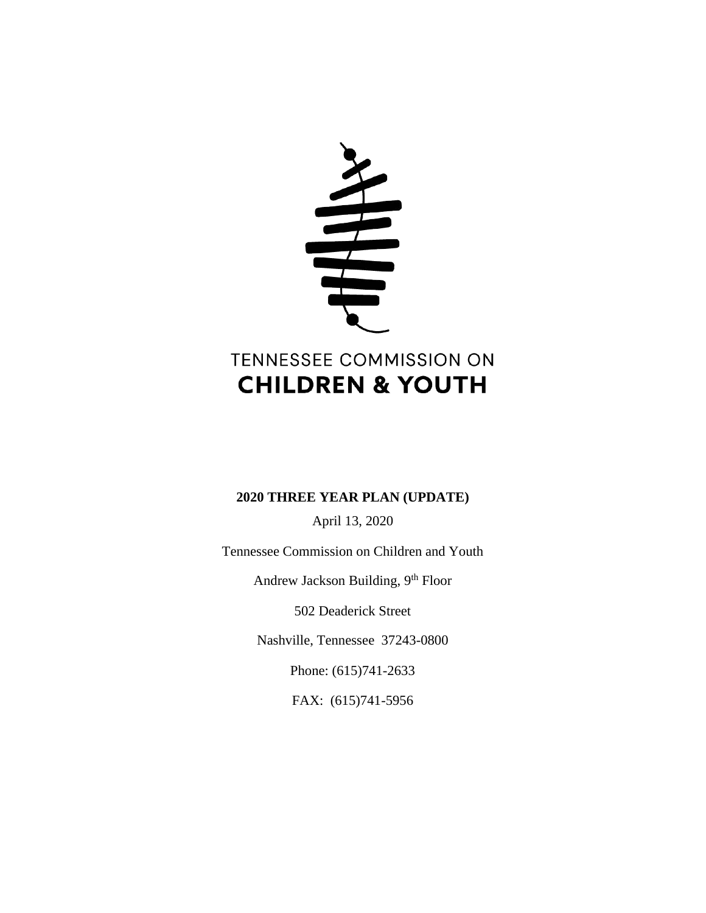TENNESSEE COMMISSION ON

**CHILDREN & YOUTH**

**2020 THREE YEAR PLAN (UPDATE)**

April 13, 2020

Tennessee Commission on Children and Youth

Andrew Jackson Building, 9th Floor

502 Deaderick Street

Nashville, Tennessee 37243-0800

Phone: (615)741-2633

FAX: (615)741-5956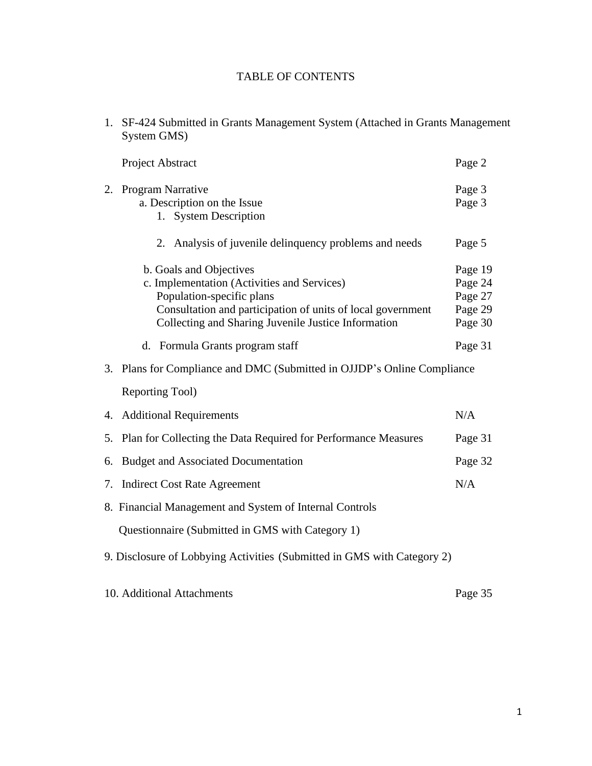# TABLE OF CONTENTS

1. SF-424 Submitted in Grants Management System (Attached in Grants Management System GMS)

| | |
|---|---|
| Project Abstract | Page 2 |
| 2. Program Narrative | Page 3 |
| a. Description on the Issue | Page 3 |
| 1. System Description | |
| 2. Analysis of juvenile delinquency problems and needs | Page 5 |
| b. Goals and Objectives | Page 19 |
| c. Implementation (Activities and Services) | Page 24 |
| Population-specific plans | Page 27 |
| Consultation and participation of units of local government | Page 29 |
| Collecting and Sharing Juvenile Justice Information | Page 30 |
| d. Formula Grants program staff | Page 31 |
| 3. Plans for Compliance and DMC (Submitted in OJJDP's Online Compliance Reporting Tool) | |
| 4. Additional Requirements | N/A |
| 5. Plan for Collecting the Data Required for Performance Measures | Page 31 |
| 6. Budget and Associated Documentation | Page 32 |
| 7. Indirect Cost Rate Agreement | N/A |
| 8. Financial Management and System of Internal Controls Questionnaire (Submitted in GMS with Category 1) | |
| 9. Disclosure of Lobbying Activities (Submitted in GMS with Category 2) | |
| 10. Additional Attachments | Page 35 |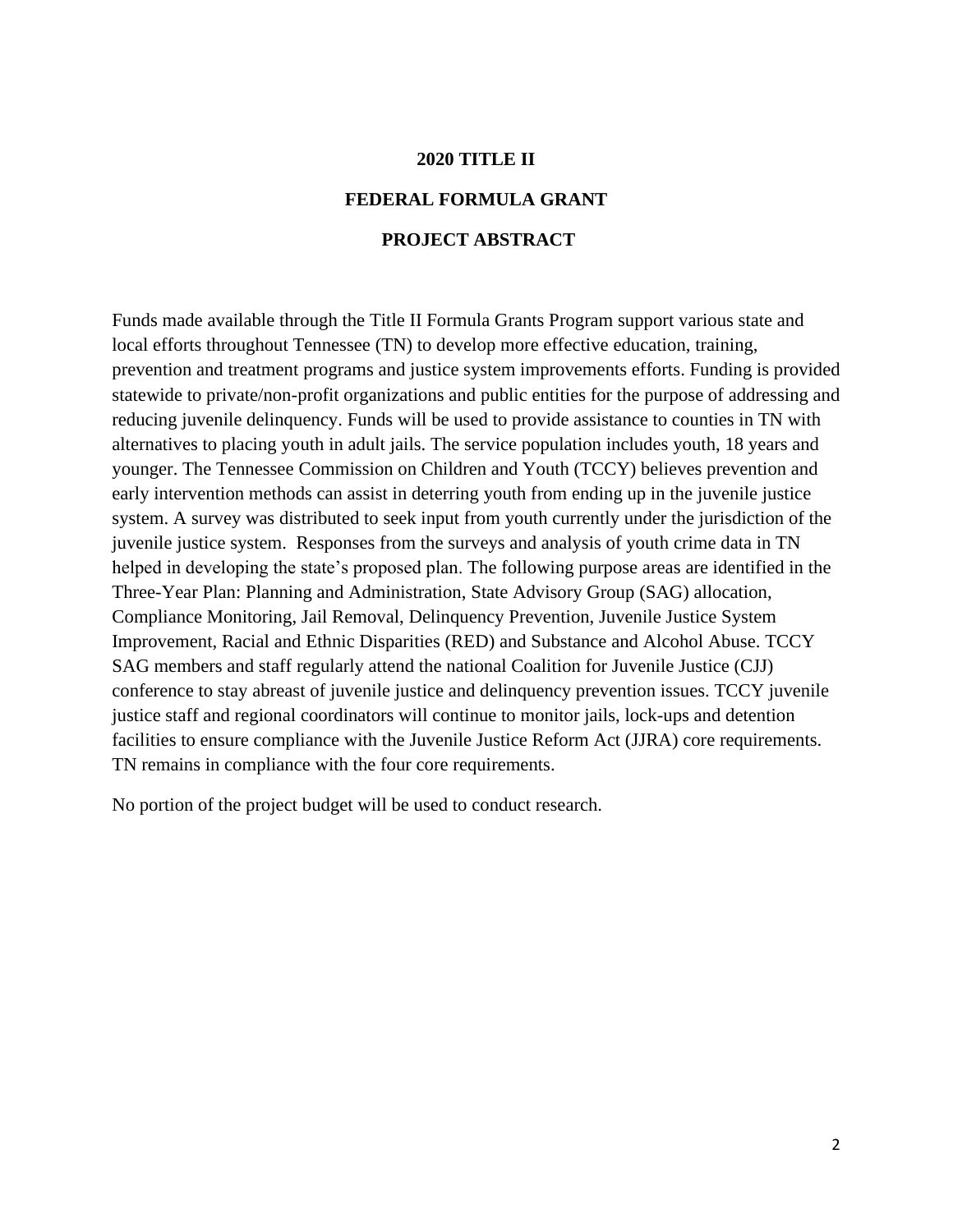# 2020 TITLE II

# FEDERAL FORMULA GRANT

# PROJECT ABSTRACT

Funds made available through the Title II Formula Grants Program support various state and local efforts throughout Tennessee (TN) to develop more effective education, training, prevention and treatment programs and justice system improvements efforts. Funding is provided statewide to private/non-profit organizations and public entities for the purpose of addressing and reducing juvenile delinquency. Funds will be used to provide assistance to counties in TN with alternatives to placing youth in adult jails. The service population includes youth, 18 years and younger. The Tennessee Commission on Children and Youth (TCCY) believes prevention and early intervention methods can assist in deterring youth from ending up in the juvenile justice system. A survey was distributed to seek input from youth currently under the jurisdiction of the juvenile justice system. Responses from the surveys and analysis of youth crime data in TN helped in developing the state's proposed plan. The following purpose areas are identified in the Three-Year Plan: Planning and Administration, State Advisory Group (SAG) allocation, Compliance Monitoring, Jail Removal, Delinquency Prevention, Juvenile Justice System Improvement, Racial and Ethnic Disparities (RED) and Substance and Alcohol Abuse. TCCY SAG members and staff regularly attend the national Coalition for Juvenile Justice (CJJ) conference to stay abreast of juvenile justice and delinquency prevention issues. TCCY juvenile justice staff and regional coordinators will continue to monitor jails, lock-ups and detention facilities to ensure compliance with the Juvenile Justice Reform Act (JJRA) core requirements. TN remains in compliance with the four core requirements.

No portion of the project budget will be used to conduct research.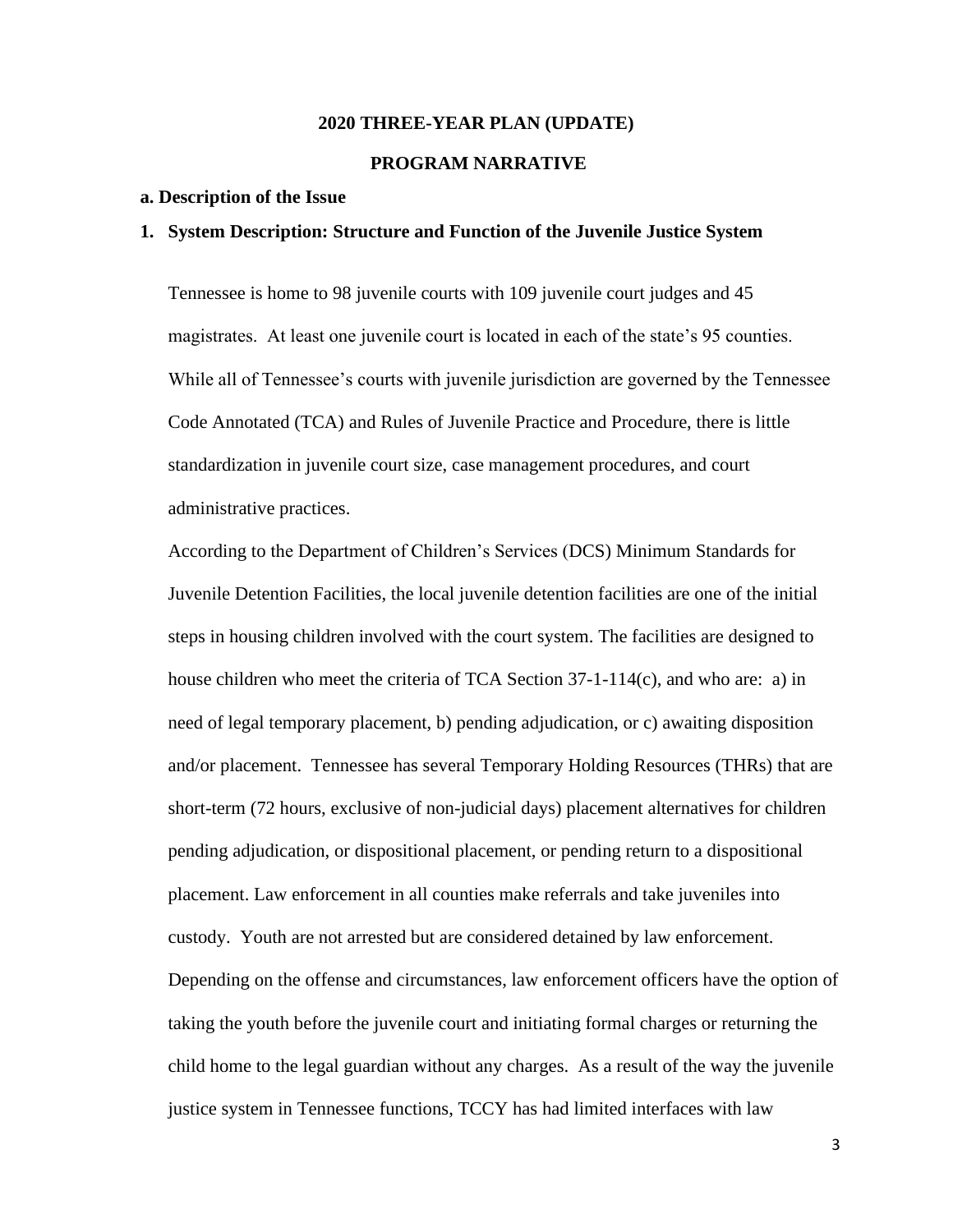**2020 THREE-YEAR PLAN (UPDATE)**

**PROGRAM NARRATIVE**

**a. Description of the Issue**

**1. System Description: Structure and Function of the Juvenile Justice System**

Tennessee is home to 98 juvenile courts with 109 juvenile court judges and 45 magistrates. At least one juvenile court is located in each of the state's 95 counties. While all of Tennessee's courts with juvenile jurisdiction are governed by the Tennessee Code Annotated (TCA) and Rules of Juvenile Practice and Procedure, there is little standardization in juvenile court size, case management procedures, and court administrative practices.

According to the Department of Children's Services (DCS) Minimum Standards for Juvenile Detention Facilities, the local juvenile detention facilities are one of the initial steps in housing children involved with the court system. The facilities are designed to house children who meet the criteria of TCA Section 37-1-114(c), and who are: a) in need of legal temporary placement, b) pending adjudication, or c) awaiting disposition and/or placement. Tennessee has several Temporary Holding Resources (THRs) that are short-term (72 hours, exclusive of non-judicial days) placement alternatives for children pending adjudication, or dispositional placement, or pending return to a dispositional placement. Law enforcement in all counties make referrals and take juveniles into custody. Youth are not arrested but are considered detained by law enforcement. Depending on the offense and circumstances, law enforcement officers have the option of taking the youth before the juvenile court and initiating formal charges or returning the child home to the legal guardian without any charges. As a result of the way the juvenile justice system in Tennessee functions, TCCY has had limited interfaces with law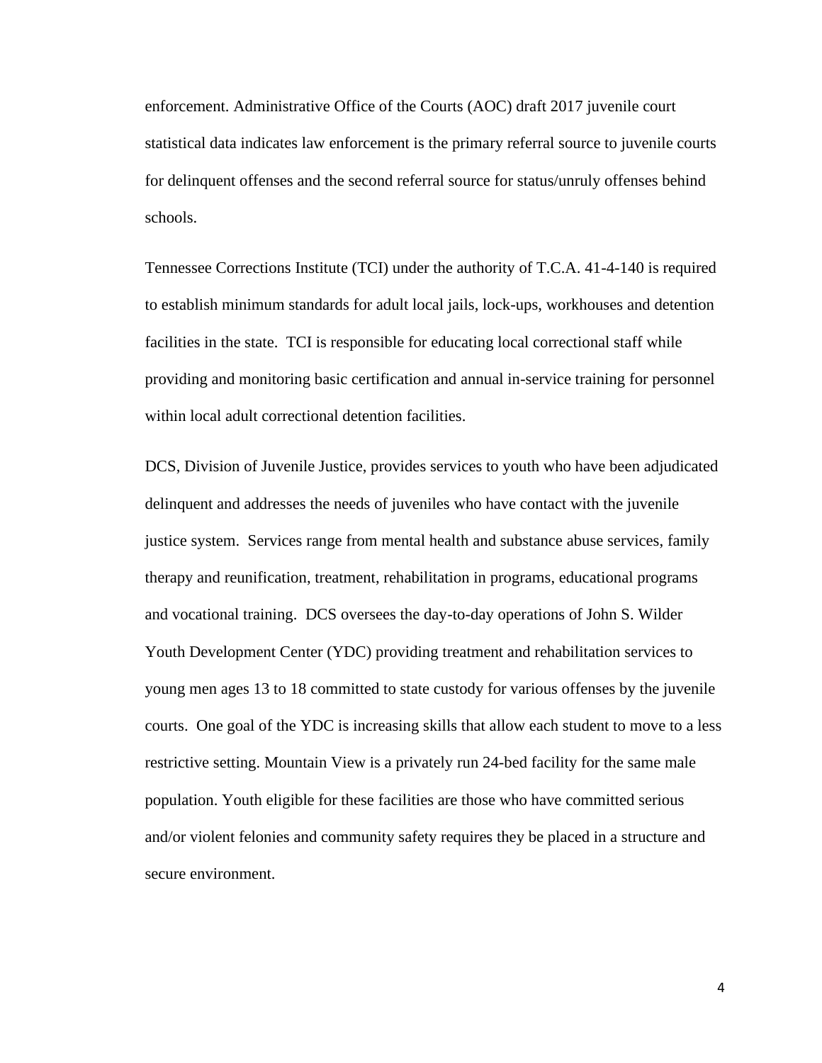enforcement. Administrative Office of the Courts (AOC) draft 2017 juvenile court statistical data indicates law enforcement is the primary referral source to juvenile courts for delinquent offenses and the second referral source for status/unruly offenses behind schools.

Tennessee Corrections Institute (TCI) under the authority of T.C.A. 41-4-140 is required to establish minimum standards for adult local jails, lock-ups, workhouses and detention facilities in the state. TCI is responsible for educating local correctional staff while providing and monitoring basic certification and annual in-service training for personnel within local adult correctional detention facilities.

DCS, Division of Juvenile Justice, provides services to youth who have been adjudicated delinquent and addresses the needs of juveniles who have contact with the juvenile justice system. Services range from mental health and substance abuse services, family therapy and reunification, treatment, rehabilitation in programs, educational programs and vocational training. DCS oversees the day-to-day operations of John S. Wilder Youth Development Center (YDC) providing treatment and rehabilitation services to young men ages 13 to 18 committed to state custody for various offenses by the juvenile courts. One goal of the YDC is increasing skills that allow each student to move to a less restrictive setting. Mountain View is a privately run 24-bed facility for the same male population. Youth eligible for these facilities are those who have committed serious and/or violent felonies and community safety requires they be placed in a structure and secure environment.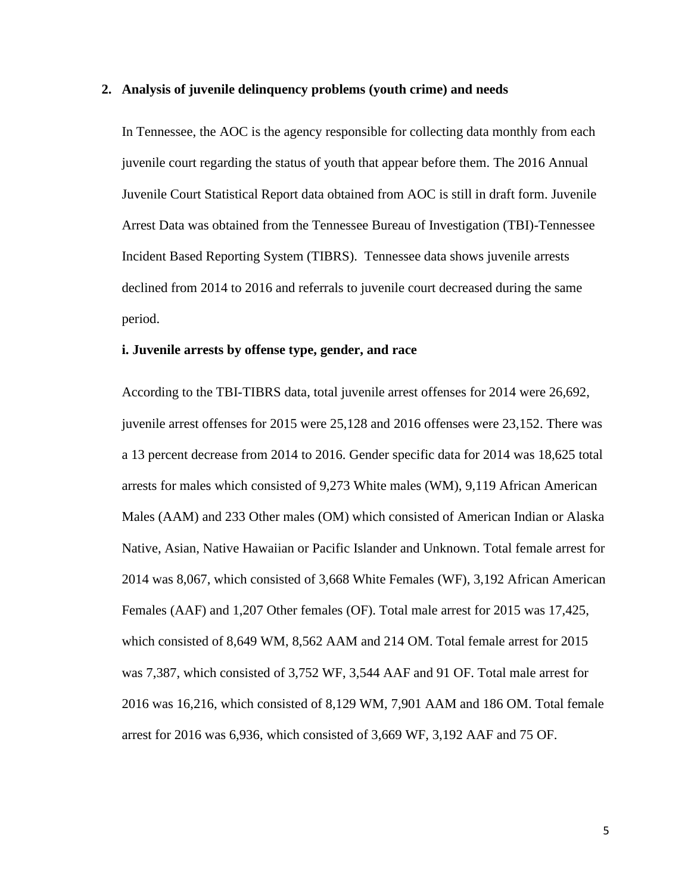## 2. Analysis of juvenile delinquency problems (youth crime) and needs

In Tennessee, the AOC is the agency responsible for collecting data monthly from each juvenile court regarding the status of youth that appear before them. The 2016 Annual Juvenile Court Statistical Report data obtained from AOC is still in draft form. Juvenile Arrest Data was obtained from the Tennessee Bureau of Investigation (TBI)-Tennessee Incident Based Reporting System (TIBRS). Tennessee data shows juvenile arrests declined from 2014 to 2016 and referrals to juvenile court decreased during the same period.

### i. Juvenile arrests by offense type, gender, and race

According to the TBI-TIBRS data, total juvenile arrest offenses for 2014 were 26,692, juvenile arrest offenses for 2015 were 25,128 and 2016 offenses were 23,152. There was a 13 percent decrease from 2014 to 2016. Gender specific data for 2014 was 18,625 total arrests for males which consisted of 9,273 White males (WM), 9,119 African American Males (AAM) and 233 Other males (OM) which consisted of American Indian or Alaska Native, Asian, Native Hawaiian or Pacific Islander and Unknown. Total female arrest for 2014 was 8,067, which consisted of 3,668 White Females (WF), 3,192 African American Females (AAF) and 1,207 Other females (OF). Total male arrest for 2015 was 17,425, which consisted of 8,649 WM, 8,562 AAM and 214 OM. Total female arrest for 2015 was 7,387, which consisted of 3,752 WF, 3,544 AAF and 91 OF. Total male arrest for 2016 was 16,216, which consisted of 8,129 WM, 7,901 AAM and 186 OM. Total female arrest for 2016 was 6,936, which consisted of 3,669 WF, 3,192 AAF and 75 OF.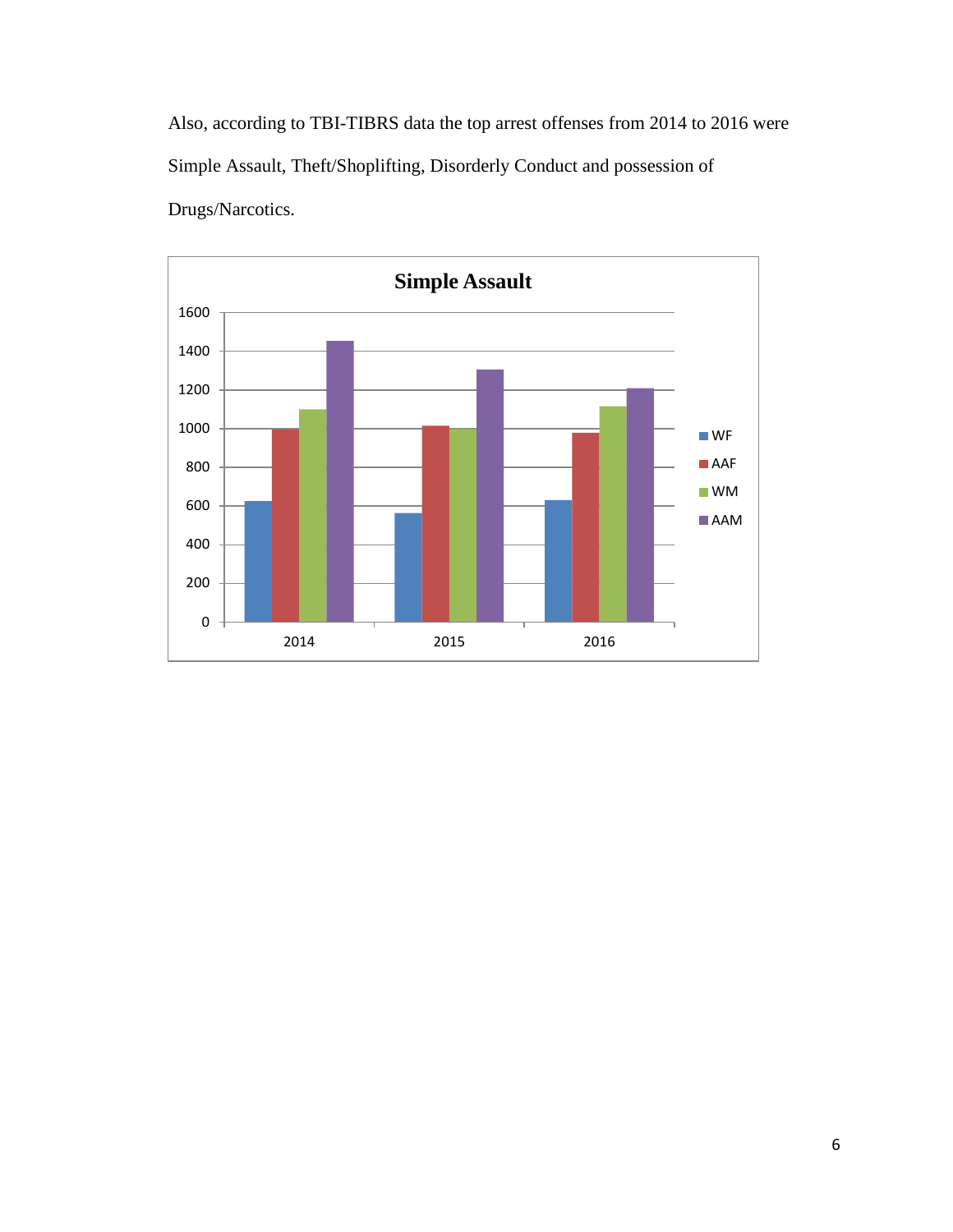Also, according to TBI-TIBRS data the top arrest offenses from 2014 to 2016 were Simple Assault, Theft/Shoplifting, Disorderly Conduct and possession of Drugs/Narcotics.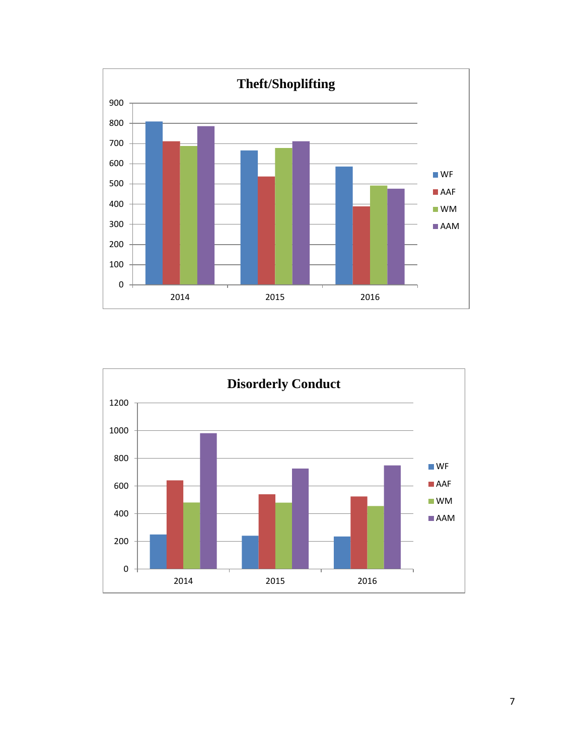**Theft/Shoplifting**

900
800
700
600
500
400
300
200
100
0

2014 2015 2016

WF
AAF
WM
AAM

**Disorderly Conduct**

1200
1000
800
600
400
200
0

2014 2015 2016

WF
AAF
WM
AAM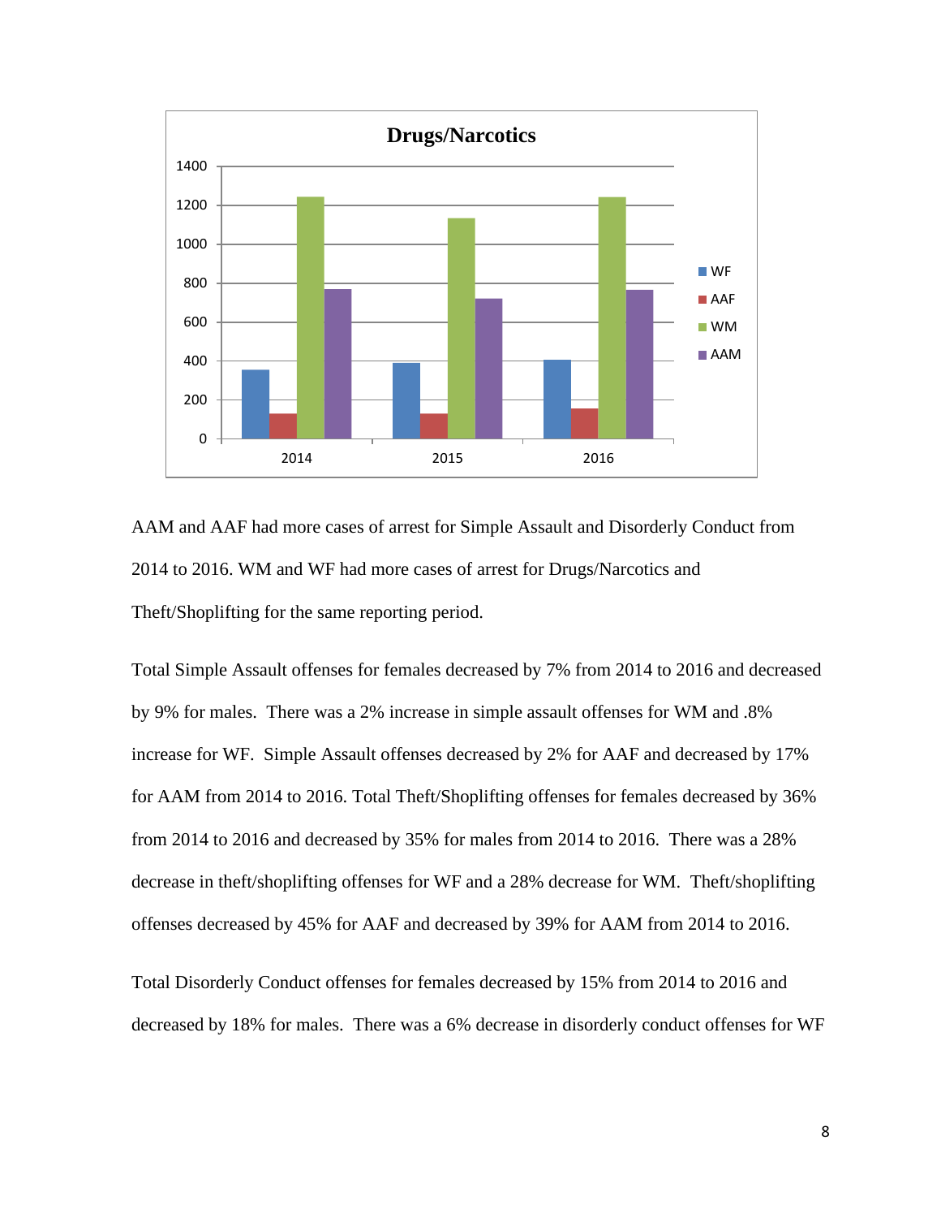AAM and AAF had more cases of arrest for Simple Assault and Disorderly Conduct from 2014 to 2016. WM and WF had more cases of arrest for Drugs/Narcotics and Theft/Shoplifting for the same reporting period.

Total Simple Assault offenses for females decreased by 7% from 2014 to 2016 and decreased by 9% for males. There was a 2% increase in simple assault offenses for WM and .8% increase for WF. Simple Assault offenses decreased by 2% for AAF and decreased by 17% for AAM from 2014 to 2016. Total Theft/Shoplifting offenses for females decreased by 36% from 2014 to 2016 and decreased by 35% for males from 2014 to 2016. There was a 28% decrease in theft/shoplifting offenses for WF and a 28% decrease for WM. Theft/shoplifting offenses decreased by 45% for AAF and decreased by 39% for AAM from 2014 to 2016.

Total Disorderly Conduct offenses for females decreased by 15% from 2014 to 2016 and decreased by 18% for males. There was a 6% decrease in disorderly conduct offenses for WF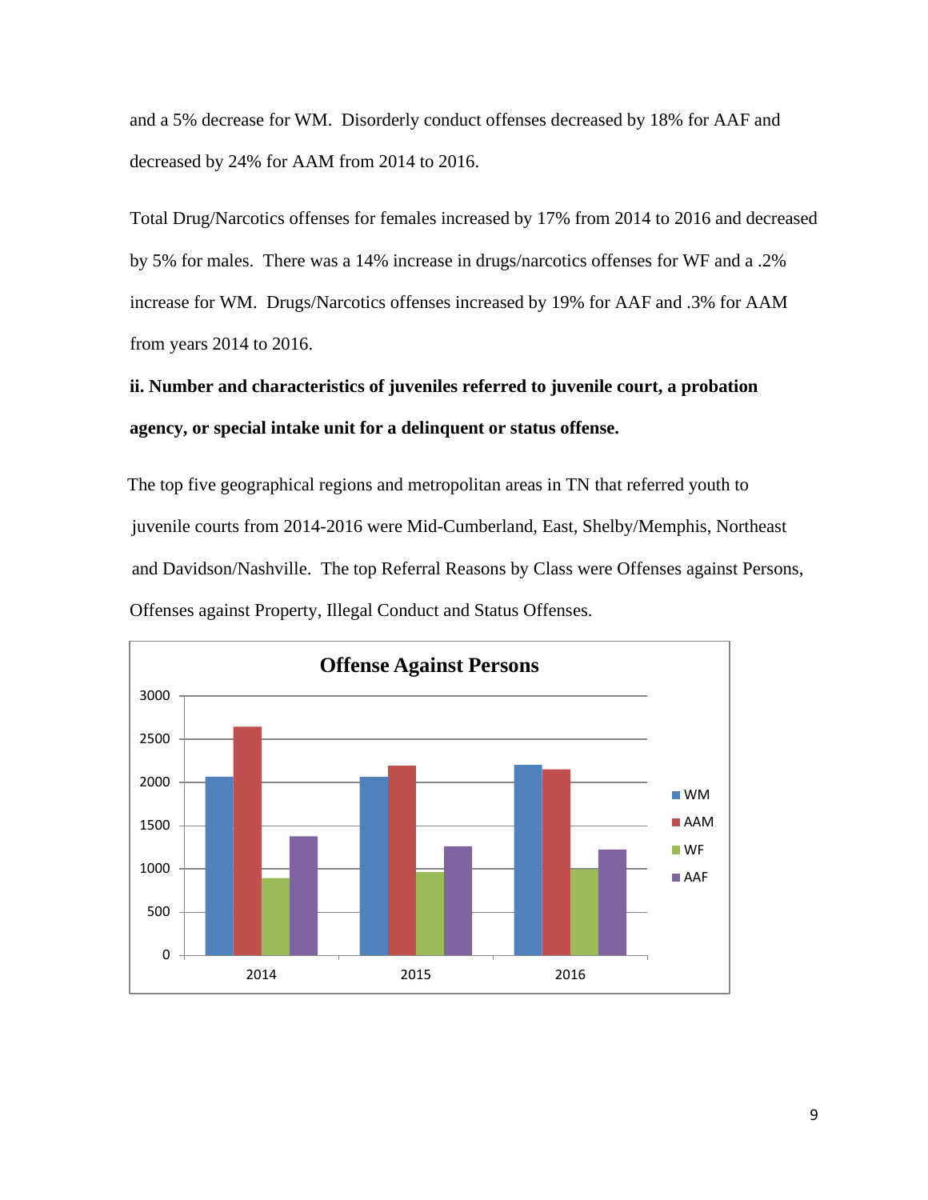and a 5% decrease for WM. Disorderly conduct offenses decreased by 18% for AAF and decreased by 24% for AAM from 2014 to 2016.

Total Drug/Narcotics offenses for females increased by 17% from 2014 to 2016 and decreased by 5% for males. There was a 14% increase in drugs/narcotics offenses for WF and a .2% increase for WM. Drugs/Narcotics offenses increased by 19% for AAF and .3% for AAM from years 2014 to 2016.

**ii. Number and characteristics of juveniles referred to juvenile court, a probation agency, or special intake unit for a delinquent or status offense.**

The top five geographical regions and metropolitan areas in TN that referred youth to juvenile courts from 2014-2016 were Mid-Cumberland, East, Shelby/Memphis, Northeast and Davidson/Nashville. The top Referral Reasons by Class were Offenses against Persons, Offenses against Property, Illegal Conduct and Status Offenses.

**Offense Against Persons**

| Year | WM | AAM | WF | AAF |
|---|---|---|---|---|
| 2014 | 2060 | 2640 | 890 | 1380 |
| 2015 | 2060 | 2190 | 960 | 1260 |
| 2016 | 2200 | 2150 | 1000 | 1220 |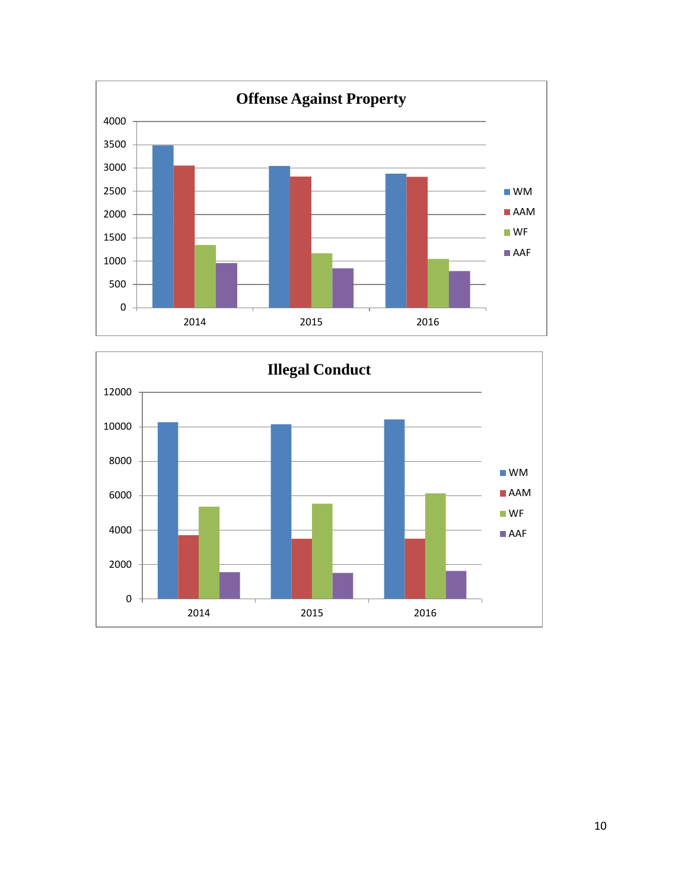## Offense Against Property

| Year | WM | AAM | WF | AAF |
|---|---|---|---|---|
| 2014 | ~3480 | ~3050 | ~1350 | ~960 |
| 2015 | ~3040 | ~2810 | ~1170 | ~850 |
| 2016 | ~2880 | ~2800 | ~1050 | ~790 |

## Illegal Conduct

| Year | WM | AAM | WF | AAF |
|---|---|---|---|---|
| 2014 | ~10250 | ~3700 | ~5350 | ~1550 |
| 2015 | ~10150 | ~3500 | ~5500 | ~1500 |
| 2016 | ~10400 | ~3500 | ~6100 | ~1600 |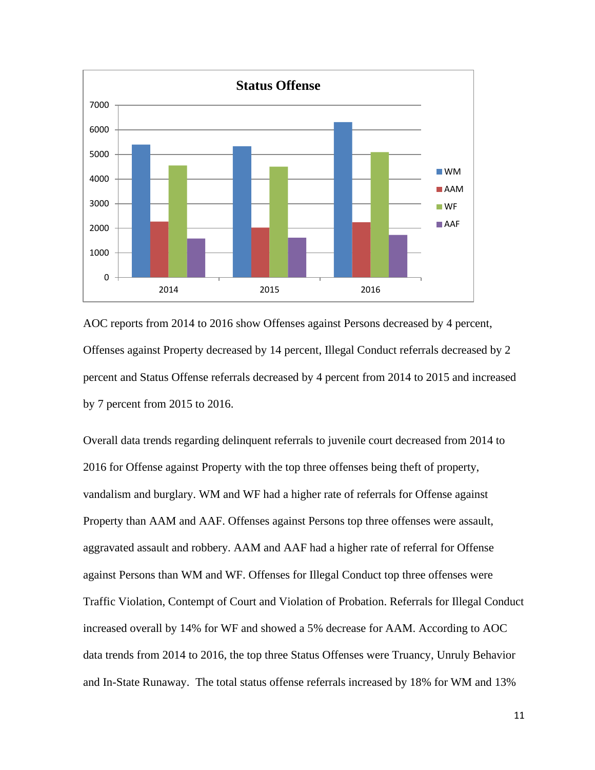AOC reports from 2014 to 2016 show Offenses against Persons decreased by 4 percent, Offenses against Property decreased by 14 percent, Illegal Conduct referrals decreased by 2 percent and Status Offense referrals decreased by 4 percent from 2014 to 2015 and increased by 7 percent from 2015 to 2016.

Overall data trends regarding delinquent referrals to juvenile court decreased from 2014 to 2016 for Offense against Property with the top three offenses being theft of property, vandalism and burglary. WM and WF had a higher rate of referrals for Offense against Property than AAM and AAF. Offenses against Persons top three offenses were assault, aggravated assault and robbery. AAM and AAF had a higher rate of referral for Offense against Persons than WM and WF. Offenses for Illegal Conduct top three offenses were Traffic Violation, Contempt of Court and Violation of Probation. Referrals for Illegal Conduct increased overall by 14% for WF and showed a 5% decrease for AAM. According to AOC data trends from 2014 to 2016, the top three Status Offenses were Truancy, Unruly Behavior and In-State Runaway. The total status offense referrals increased by 18% for WM and 13%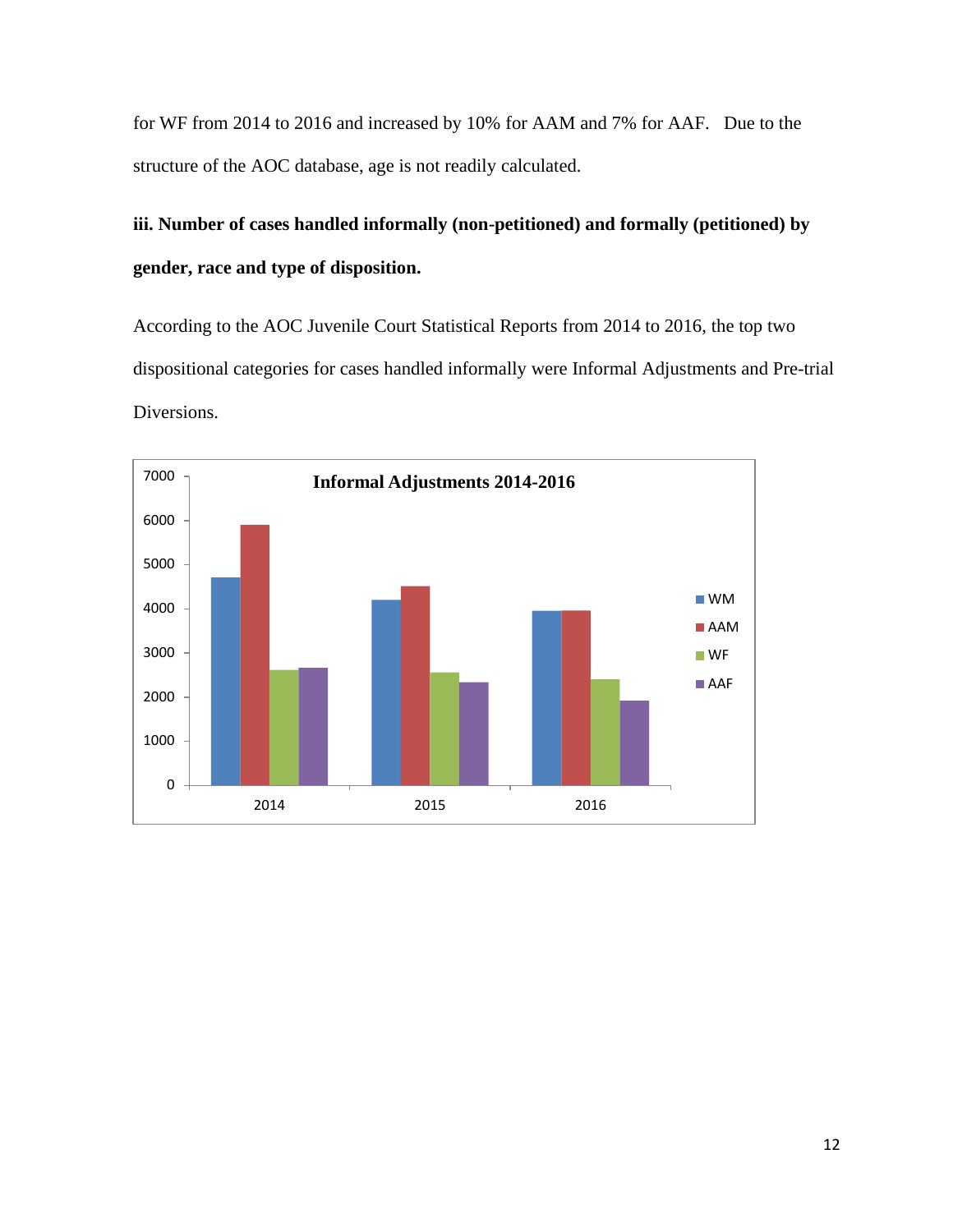for WF from 2014 to 2016 and increased by 10% for AAM and 7% for AAF. Due to the structure of the AOC database, age is not readily calculated.

**iii. Number of cases handled informally (non-petitioned) and formally (petitioned) by gender, race and type of disposition.**

According to the AOC Juvenile Court Statistical Reports from 2014 to 2016, the top two dispositional categories for cases handled informally were Informal Adjustments and Pre-trial Diversions.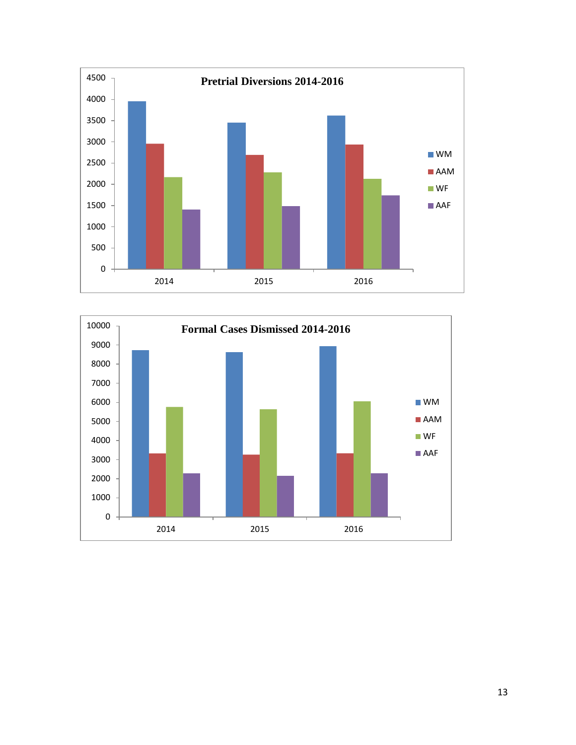**Pretrial Diversions 2014-2016**

0, 500, 1000, 1500, 2000, 2500, 3000, 3500, 4000, 4500

2014, 2015, 2016

WM, AAM, WF, AAF

**Formal Cases Dismissed 2014-2016**

0, 1000, 2000, 3000, 4000, 5000, 6000, 7000, 8000, 9000, 10000

2014, 2015, 2016

WM, AAM, WF, AAF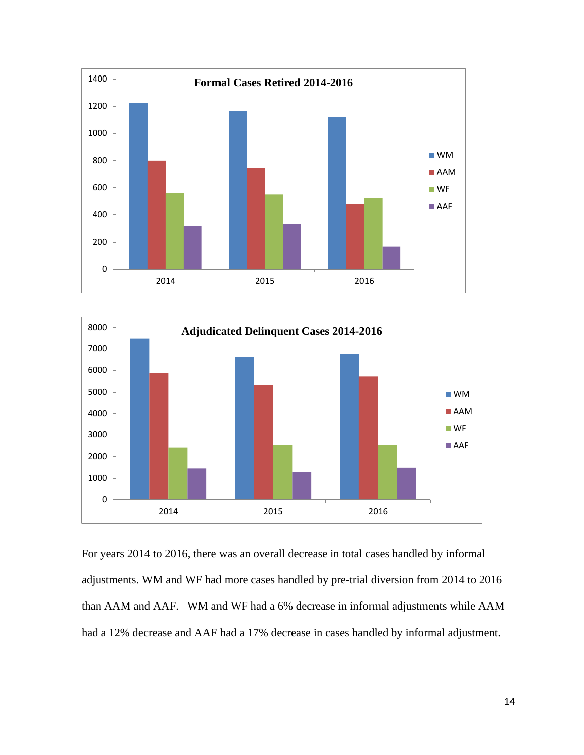**Formal Cases Retired 2014-2016**

**Adjudicated Delinquent Cases 2014-2016**

For years 2014 to 2016, there was an overall decrease in total cases handled by informal adjustments. WM and WF had more cases handled by pre-trial diversion from 2014 to 2016 than AAM and AAF. WM and WF had a 6% decrease in informal adjustments while AAM had a 12% decrease and AAF had a 17% decrease in cases handled by informal adjustment.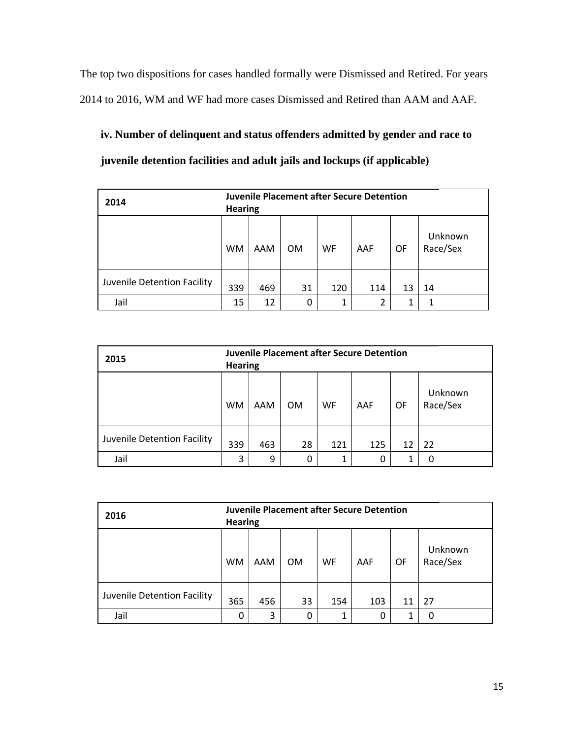The top two dispositions for cases handled formally were Dismissed and Retired. For years 2014 to 2016, WM and WF had more cases Dismissed and Retired than AAM and AAF.

### iv. Number of delinquent and status offenders admitted by gender and race to juvenile detention facilities and adult jails and lockups (if applicable)

| 2014 | Juvenile Placement after Secure Detention Hearing | | | | | | |
|---|---|---|---|---|---|---|---|
| | WM | AAM | OM | WF | AAF | OF | Unknown Race/Sex |
| Juvenile Detention Facility | 339 | 469 | 31 | 120 | 114 | 13 | 14 |
| Jail | 15 | 12 | 0 | 1 | 2 | 1 | 1 |

| 2015 | Juvenile Placement after Secure Detention Hearing | | | | | | |
|---|---|---|---|---|---|---|---|
| | WM | AAM | OM | WF | AAF | OF | Unknown Race/Sex |
| Juvenile Detention Facility | 339 | 463 | 28 | 121 | 125 | 12 | 22 |
| Jail | 3 | 9 | 0 | 1 | 0 | 1 | 0 |

| 2016 | Juvenile Placement after Secure Detention Hearing | | | | | | |
|---|---|---|---|---|---|---|---|
| | WM | AAM | OM | WF | AAF | OF | Unknown Race/Sex |
| Juvenile Detention Facility | 365 | 456 | 33 | 154 | 103 | 11 | 27 |
| Jail | 0 | 3 | 0 | 1 | 0 | 1 | 0 |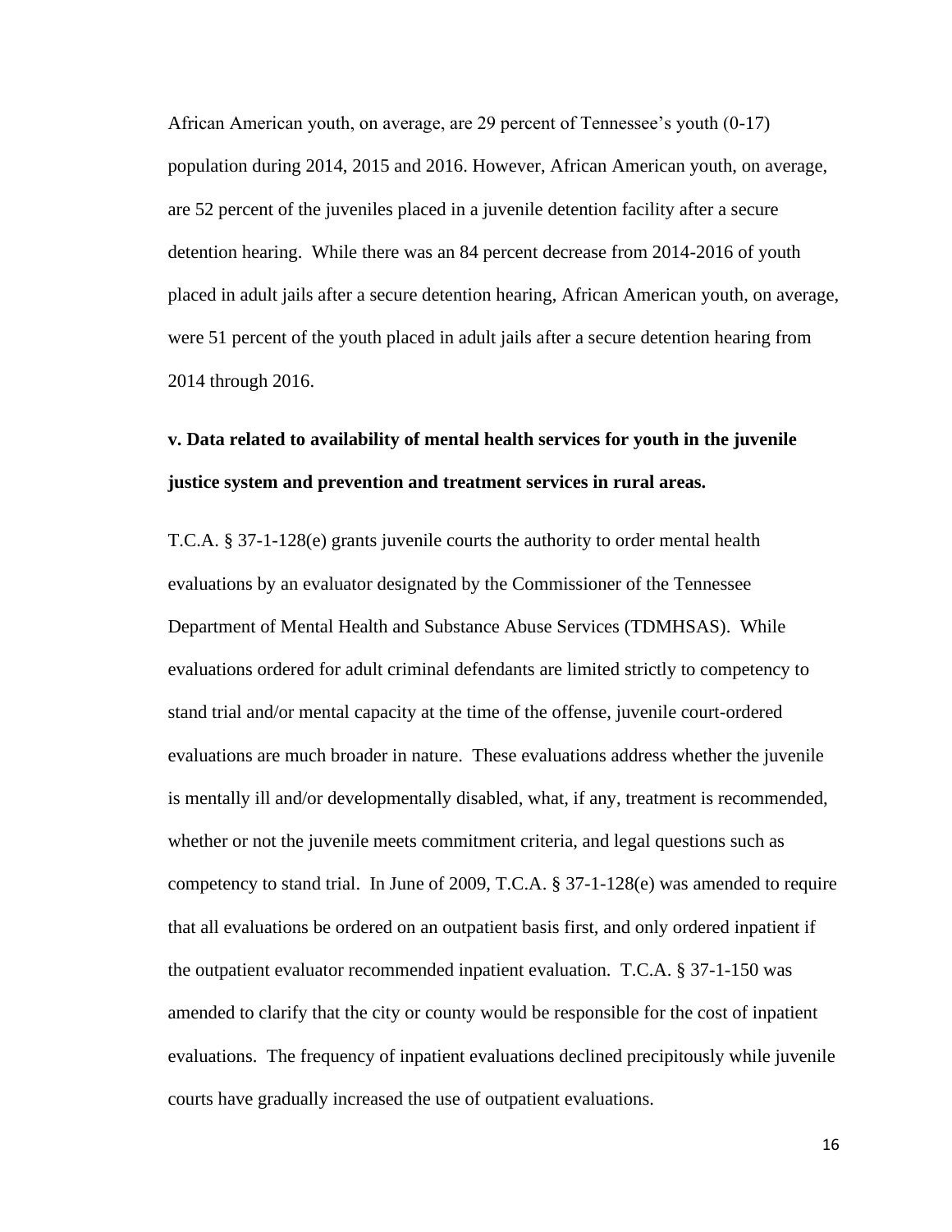African American youth, on average, are 29 percent of Tennessee's youth (0-17) population during 2014, 2015 and 2016. However, African American youth, on average, are 52 percent of the juveniles placed in a juvenile detention facility after a secure detention hearing. While there was an 84 percent decrease from 2014-2016 of youth placed in adult jails after a secure detention hearing, African American youth, on average, were 51 percent of the youth placed in adult jails after a secure detention hearing from 2014 through 2016.

**v. Data related to availability of mental health services for youth in the juvenile justice system and prevention and treatment services in rural areas.**

T.C.A. § 37-1-128(e) grants juvenile courts the authority to order mental health evaluations by an evaluator designated by the Commissioner of the Tennessee Department of Mental Health and Substance Abuse Services (TDMHSAS). While evaluations ordered for adult criminal defendants are limited strictly to competency to stand trial and/or mental capacity at the time of the offense, juvenile court-ordered evaluations are much broader in nature. These evaluations address whether the juvenile is mentally ill and/or developmentally disabled, what, if any, treatment is recommended, whether or not the juvenile meets commitment criteria, and legal questions such as competency to stand trial. In June of 2009, T.C.A. § 37-1-128(e) was amended to require that all evaluations be ordered on an outpatient basis first, and only ordered inpatient if the outpatient evaluator recommended inpatient evaluation. T.C.A. § 37-1-150 was amended to clarify that the city or county would be responsible for the cost of inpatient evaluations. The frequency of inpatient evaluations declined precipitously while juvenile courts have gradually increased the use of outpatient evaluations.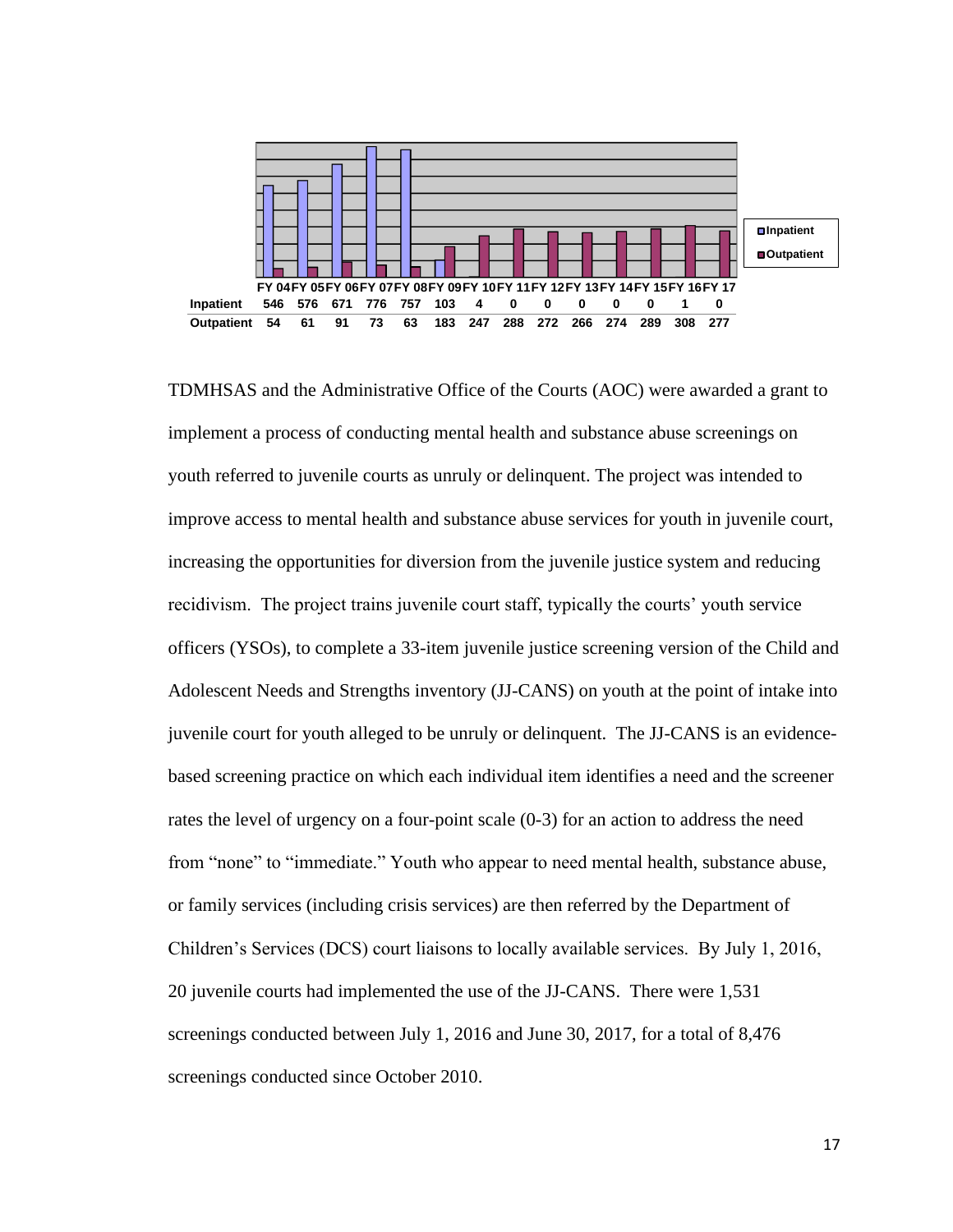| | FY 04 | FY 05 | FY 06 | FY 07 | FY 08 | FY 09 | FY 10 | FY 11 | FY 12 | FY 13 | FY 14 | FY 15 | FY 16 | FY 17 |
|---|---|---|---|---|---|---|---|---|---|---|---|---|---|---|
| Inpatient | 546 | 576 | 671 | 776 | 757 | 103 | 4 | 0 | 0 | 0 | 0 | 0 | 1 | 0 |
| Outpatient | 54 | 61 | 91 | 73 | 63 | 183 | 247 | 288 | 272 | 266 | 274 | 289 | 308 | 277 |

TDMHSAS and the Administrative Office of the Courts (AOC) were awarded a grant to implement a process of conducting mental health and substance abuse screenings on youth referred to juvenile courts as unruly or delinquent. The project was intended to improve access to mental health and substance abuse services for youth in juvenile court, increasing the opportunities for diversion from the juvenile justice system and reducing recidivism. The project trains juvenile court staff, typically the courts' youth service officers (YSOs), to complete a 33-item juvenile justice screening version of the Child and Adolescent Needs and Strengths inventory (JJ-CANS) on youth at the point of intake into juvenile court for youth alleged to be unruly or delinquent. The JJ-CANS is an evidence-based screening practice on which each individual item identifies a need and the screener rates the level of urgency on a four-point scale (0-3) for an action to address the need from "none" to "immediate." Youth who appear to need mental health, substance abuse, or family services (including crisis services) are then referred by the Department of Children's Services (DCS) court liaisons to locally available services. By July 1, 2016, 20 juvenile courts had implemented the use of the JJ-CANS. There were 1,531 screenings conducted between July 1, 2016 and June 30, 2017, for a total of 8,476 screenings conducted since October 2010.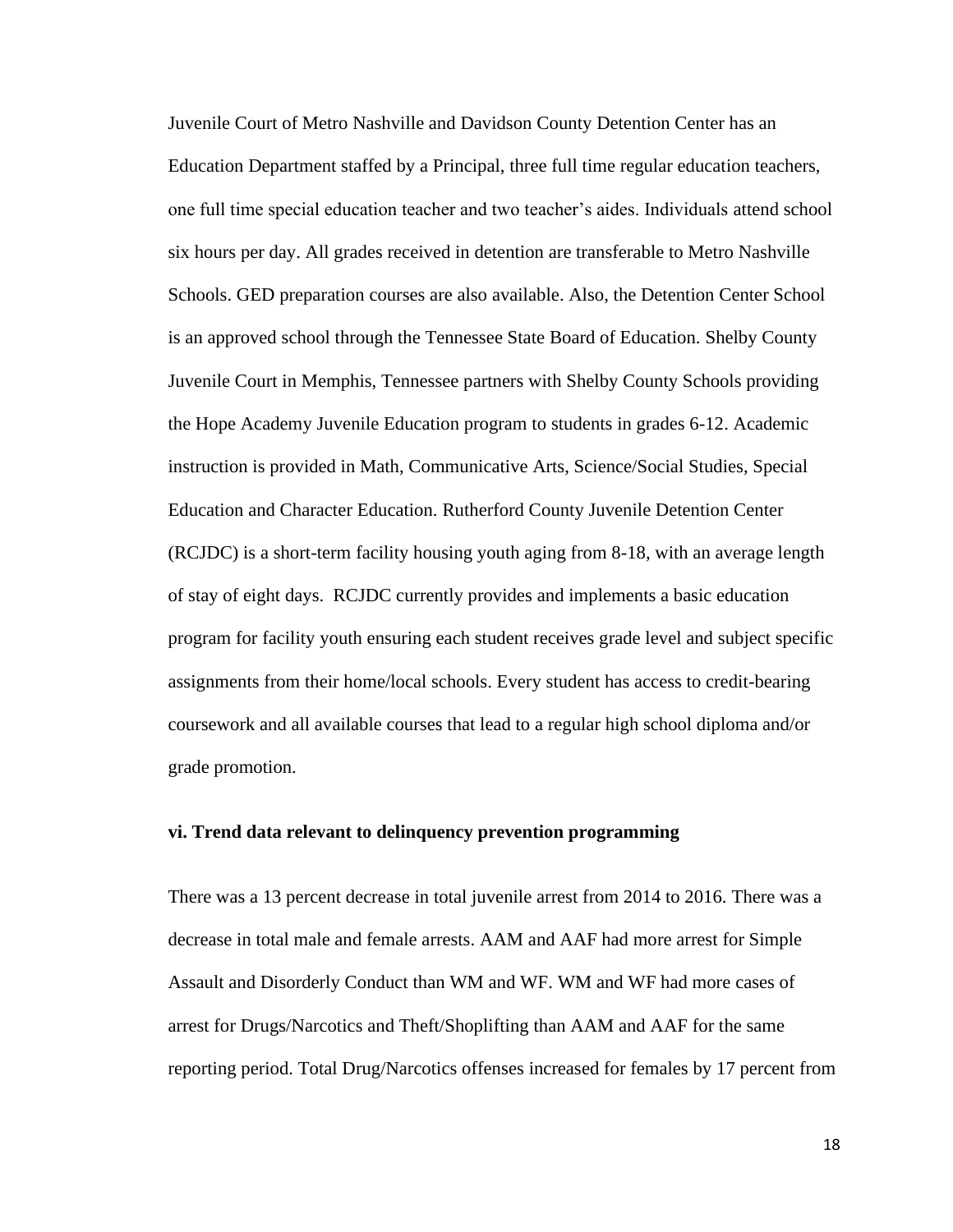Juvenile Court of Metro Nashville and Davidson County Detention Center has an Education Department staffed by a Principal, three full time regular education teachers, one full time special education teacher and two teacher's aides. Individuals attend school six hours per day. All grades received in detention are transferable to Metro Nashville Schools. GED preparation courses are also available. Also, the Detention Center School is an approved school through the Tennessee State Board of Education. Shelby County Juvenile Court in Memphis, Tennessee partners with Shelby County Schools providing the Hope Academy Juvenile Education program to students in grades 6-12. Academic instruction is provided in Math, Communicative Arts, Science/Social Studies, Special Education and Character Education. Rutherford County Juvenile Detention Center (RCJDC) is a short-term facility housing youth aging from 8-18, with an average length of stay of eight days. RCJDC currently provides and implements a basic education program for facility youth ensuring each student receives grade level and subject specific assignments from their home/local schools. Every student has access to credit-bearing coursework and all available courses that lead to a regular high school diploma and/or grade promotion.

### vi. Trend data relevant to delinquency prevention programming

There was a 13 percent decrease in total juvenile arrest from 2014 to 2016. There was a decrease in total male and female arrests. AAM and AAF had more arrest for Simple Assault and Disorderly Conduct than WM and WF. WM and WF had more cases of arrest for Drugs/Narcotics and Theft/Shoplifting than AAM and AAF for the same reporting period. Total Drug/Narcotics offenses increased for females by 17 percent from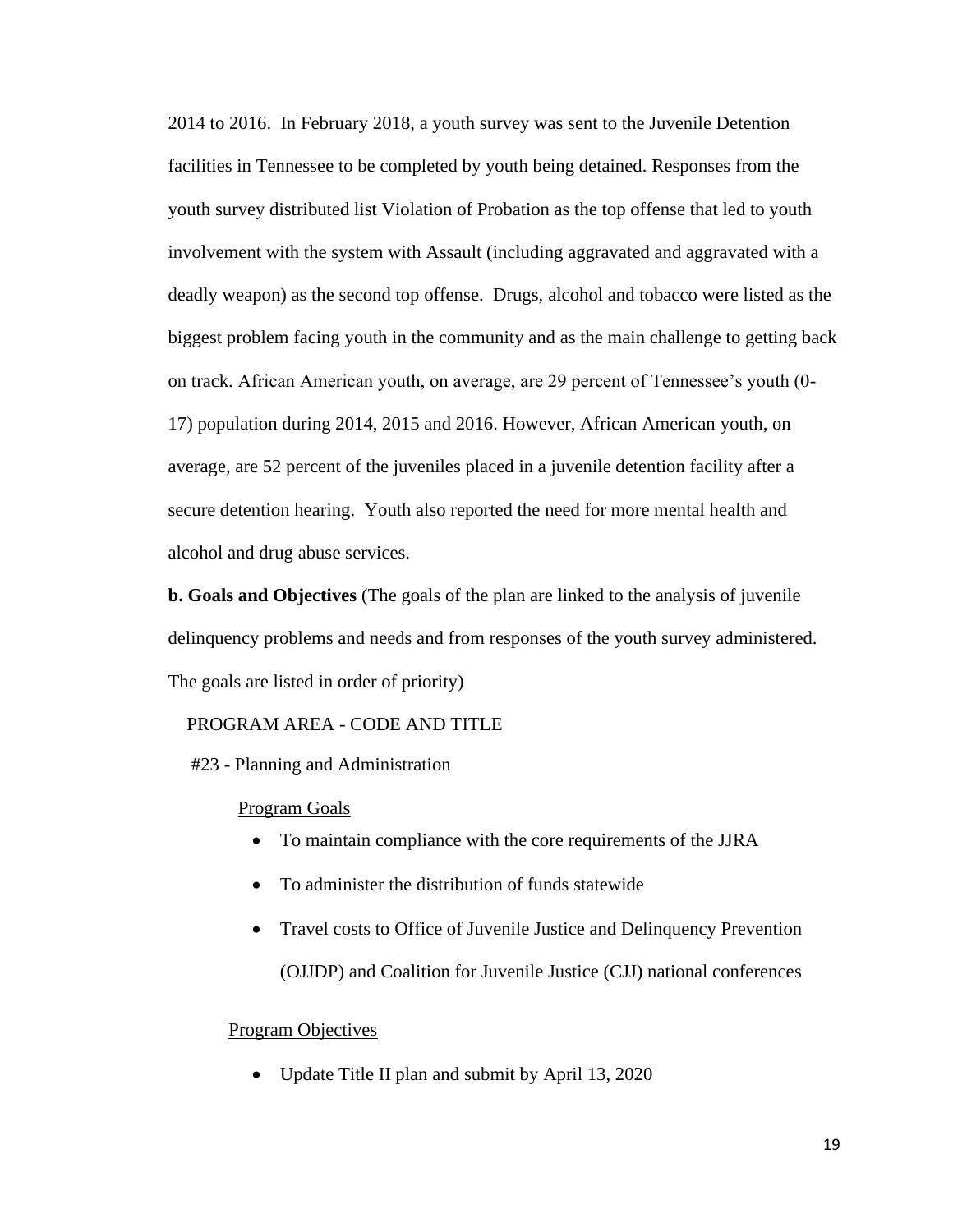2014 to 2016. In February 2018, a youth survey was sent to the Juvenile Detention facilities in Tennessee to be completed by youth being detained. Responses from the youth survey distributed list Violation of Probation as the top offense that led to youth involvement with the system with Assault (including aggravated and aggravated with a deadly weapon) as the second top offense. Drugs, alcohol and tobacco were listed as the biggest problem facing youth in the community and as the main challenge to getting back on track. African American youth, on average, are 29 percent of Tennessee's youth (0-17) population during 2014, 2015 and 2016. However, African American youth, on average, are 52 percent of the juveniles placed in a juvenile detention facility after a secure detention hearing. Youth also reported the need for more mental health and alcohol and drug abuse services.

**b. Goals and Objectives** (The goals of the plan are linked to the analysis of juvenile delinquency problems and needs and from responses of the youth survey administered. The goals are listed in order of priority)

PROGRAM AREA - CODE AND TITLE

#23 - Planning and Administration

<u>Program Goals</u>

- To maintain compliance with the core requirements of the JJRA
- To administer the distribution of funds statewide
- Travel costs to Office of Juvenile Justice and Delinquency Prevention (OJJDP) and Coalition for Juvenile Justice (CJJ) national conferences

<u>Program Objectives</u>

- Update Title II plan and submit by April 13, 2020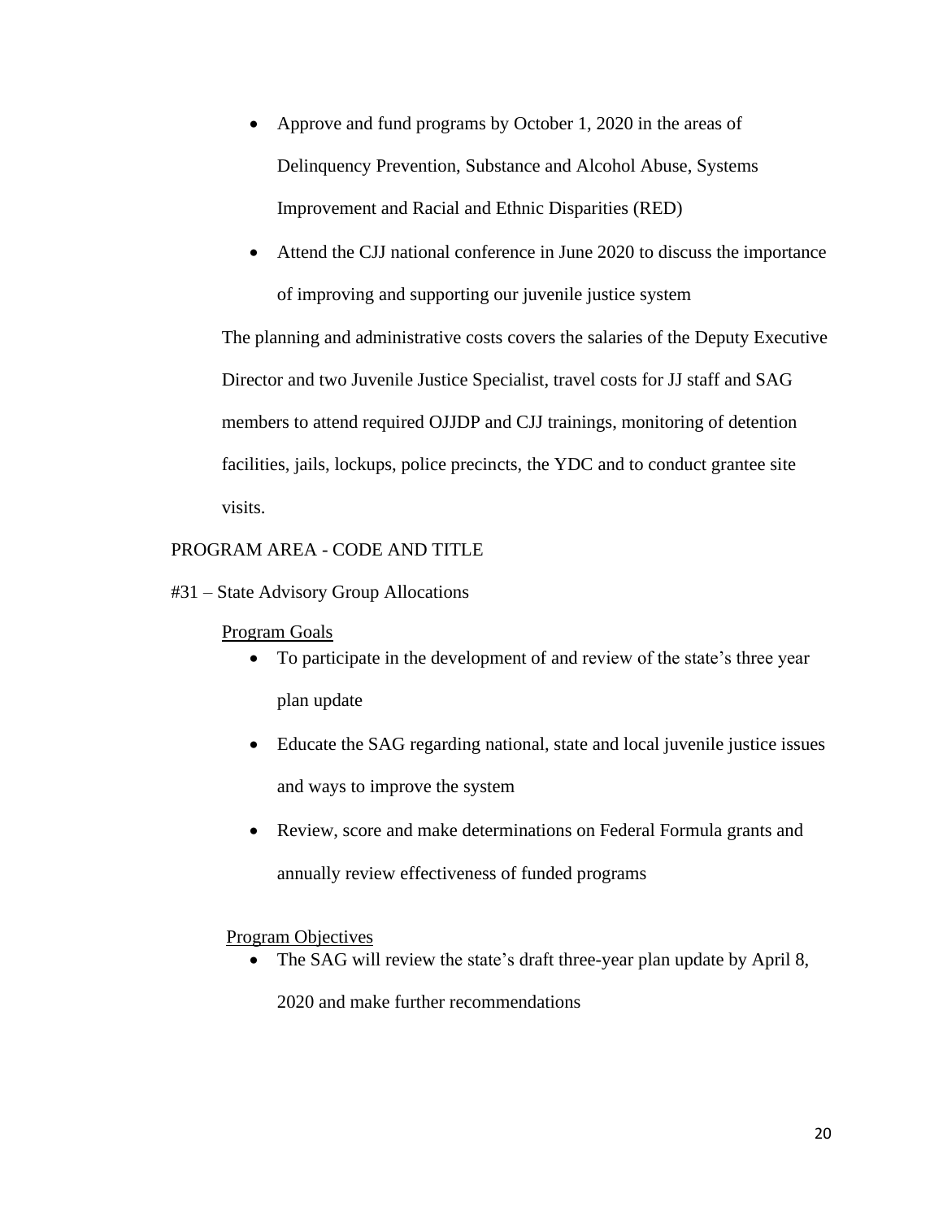- Approve and fund programs by October 1, 2020 in the areas of Delinquency Prevention, Substance and Alcohol Abuse, Systems Improvement and Racial and Ethnic Disparities (RED)
- Attend the CJJ national conference in June 2020 to discuss the importance of improving and supporting our juvenile justice system

The planning and administrative costs covers the salaries of the Deputy Executive Director and two Juvenile Justice Specialist, travel costs for JJ staff and SAG members to attend required OJJDP and CJJ trainings, monitoring of detention facilities, jails, lockups, police precincts, the YDC and to conduct grantee site visits.

PROGRAM AREA - CODE AND TITLE

#31 – State Advisory Group Allocations

<u>Program Goals</u>

- To participate in the development of and review of the state's three year plan update
- Educate the SAG regarding national, state and local juvenile justice issues and ways to improve the system
- Review, score and make determinations on Federal Formula grants and annually review effectiveness of funded programs

<u>Program Objectives</u>

- The SAG will review the state's draft three-year plan update by April 8, 2020 and make further recommendations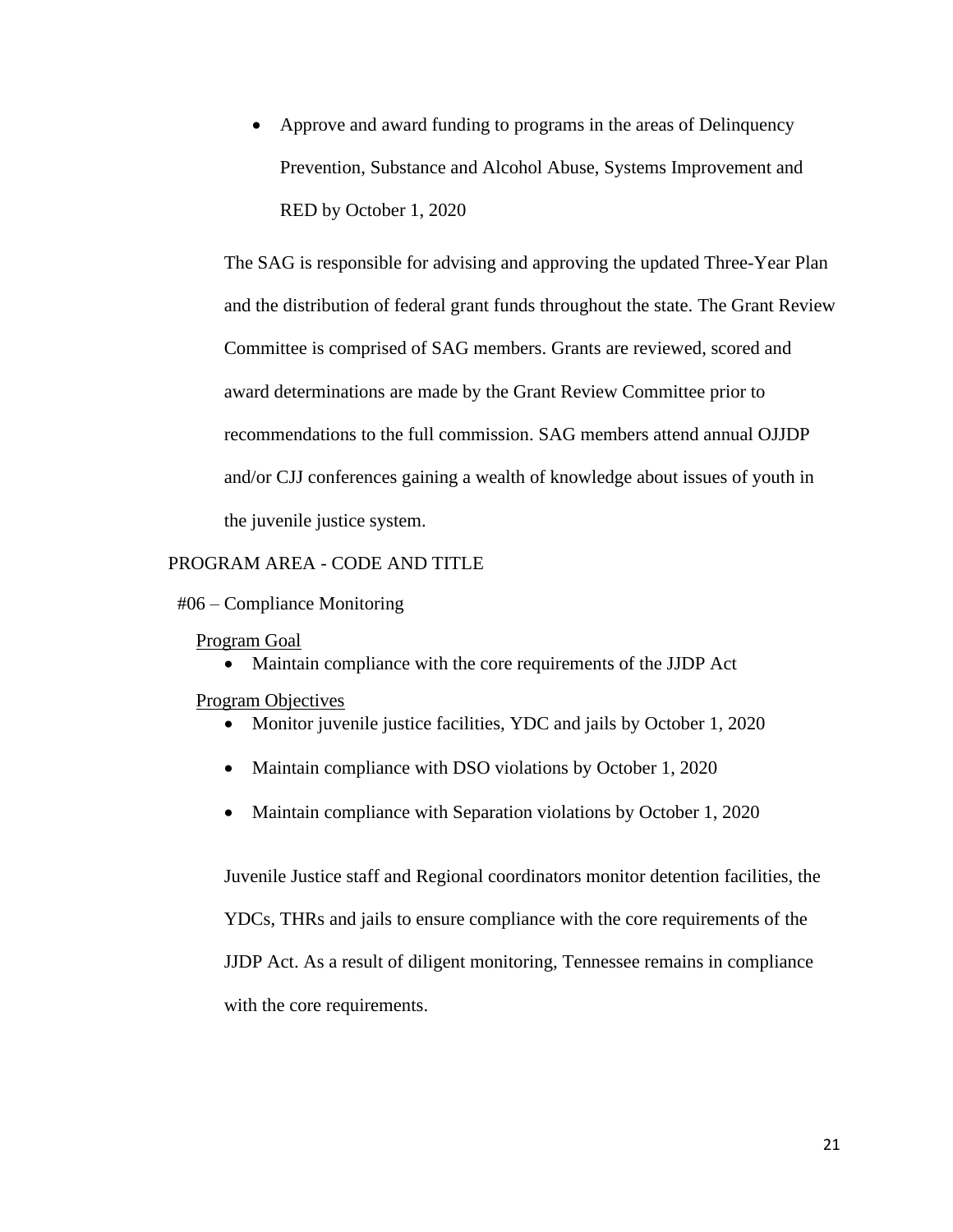- Approve and award funding to programs in the areas of Delinquency Prevention, Substance and Alcohol Abuse, Systems Improvement and RED by October 1, 2020

The SAG is responsible for advising and approving the updated Three-Year Plan and the distribution of federal grant funds throughout the state. The Grant Review Committee is comprised of SAG members. Grants are reviewed, scored and award determinations are made by the Grant Review Committee prior to recommendations to the full commission. SAG members attend annual OJJDP and/or CJJ conferences gaining a wealth of knowledge about issues of youth in the juvenile justice system.

PROGRAM AREA - CODE AND TITLE

#06 – Compliance Monitoring

<u>Program Goal</u>

- Maintain compliance with the core requirements of the JJDP Act

<u>Program Objectives</u>

- Monitor juvenile justice facilities, YDC and jails by October 1, 2020
- Maintain compliance with DSO violations by October 1, 2020
- Maintain compliance with Separation violations by October 1, 2020

Juvenile Justice staff and Regional coordinators monitor detention facilities, the YDCs, THRs and jails to ensure compliance with the core requirements of the JJDP Act. As a result of diligent monitoring, Tennessee remains in compliance with the core requirements.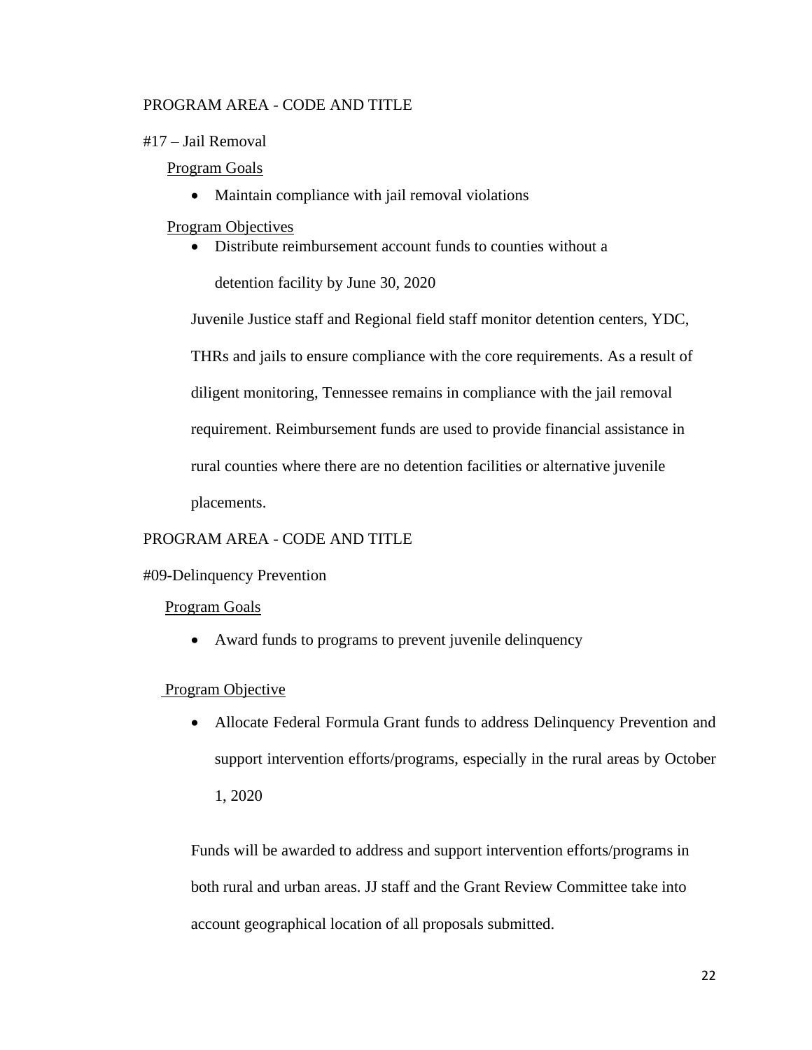PROGRAM AREA - CODE AND TITLE

#17 – Jail Removal

Program Goals

- Maintain compliance with jail removal violations

Program Objectives

- Distribute reimbursement account funds to counties without a detention facility by June 30, 2020

Juvenile Justice staff and Regional field staff monitor detention centers, YDC, THRs and jails to ensure compliance with the core requirements. As a result of diligent monitoring, Tennessee remains in compliance with the jail removal requirement. Reimbursement funds are used to provide financial assistance in rural counties where there are no detention facilities or alternative juvenile placements.

PROGRAM AREA - CODE AND TITLE

#09-Delinquency Prevention

Program Goals

- Award funds to programs to prevent juvenile delinquency

Program Objective

- Allocate Federal Formula Grant funds to address Delinquency Prevention and support intervention efforts/programs, especially in the rural areas by October 1, 2020

Funds will be awarded to address and support intervention efforts/programs in both rural and urban areas. JJ staff and the Grant Review Committee take into account geographical location of all proposals submitted.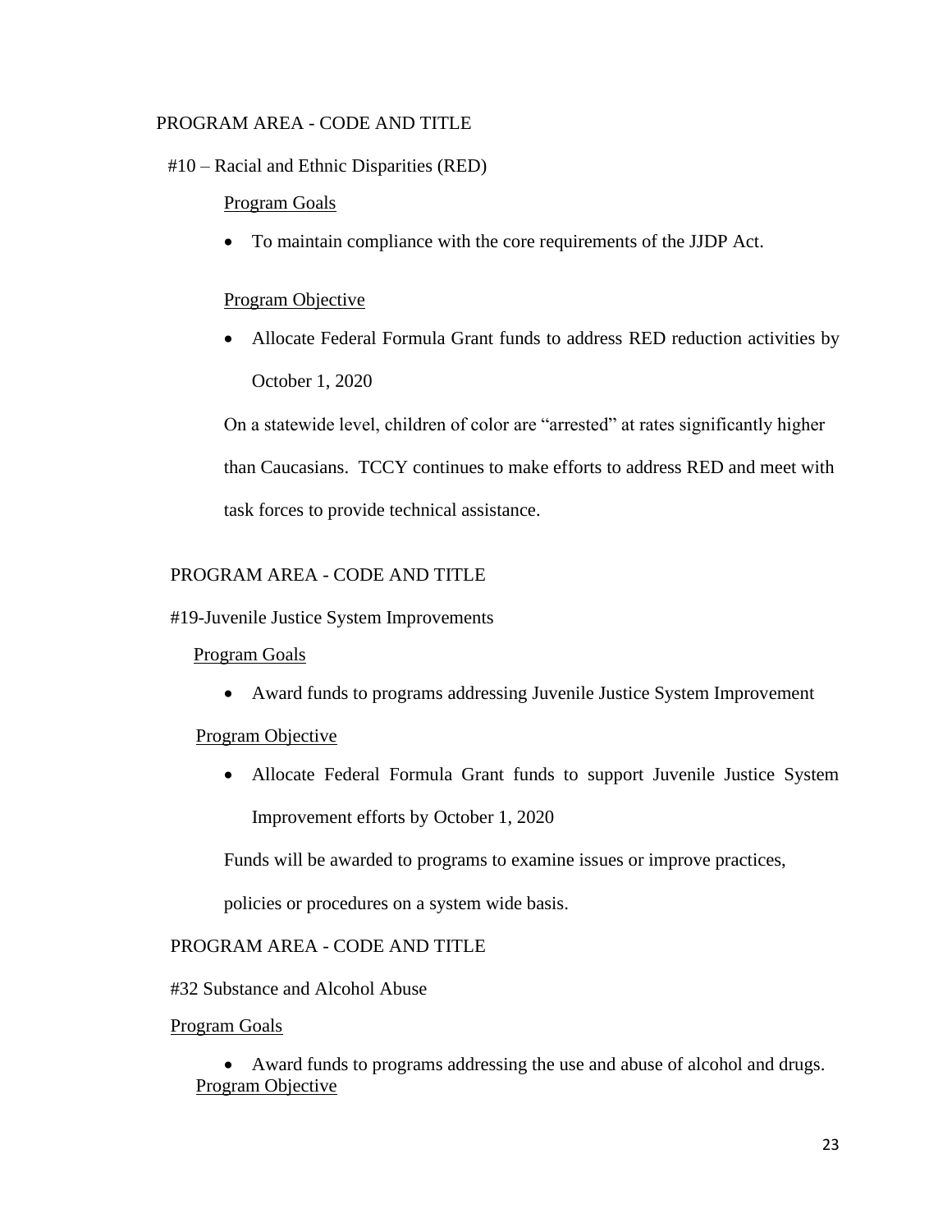PROGRAM AREA - CODE AND TITLE

#10 – Racial and Ethnic Disparities (RED)

Program Goals

- To maintain compliance with the core requirements of the JJDP Act.

Program Objective

- Allocate Federal Formula Grant funds to address RED reduction activities by October 1, 2020

On a statewide level, children of color are "arrested" at rates significantly higher than Caucasians. TCCY continues to make efforts to address RED and meet with task forces to provide technical assistance.

PROGRAM AREA - CODE AND TITLE

#19-Juvenile Justice System Improvements

Program Goals

- Award funds to programs addressing Juvenile Justice System Improvement

Program Objective

- Allocate Federal Formula Grant funds to support Juvenile Justice System Improvement efforts by October 1, 2020

Funds will be awarded to programs to examine issues or improve practices, policies or procedures on a system wide basis.

PROGRAM AREA - CODE AND TITLE

#32 Substance and Alcohol Abuse

Program Goals

- Award funds to programs addressing the use and abuse of alcohol and drugs.

Program Objective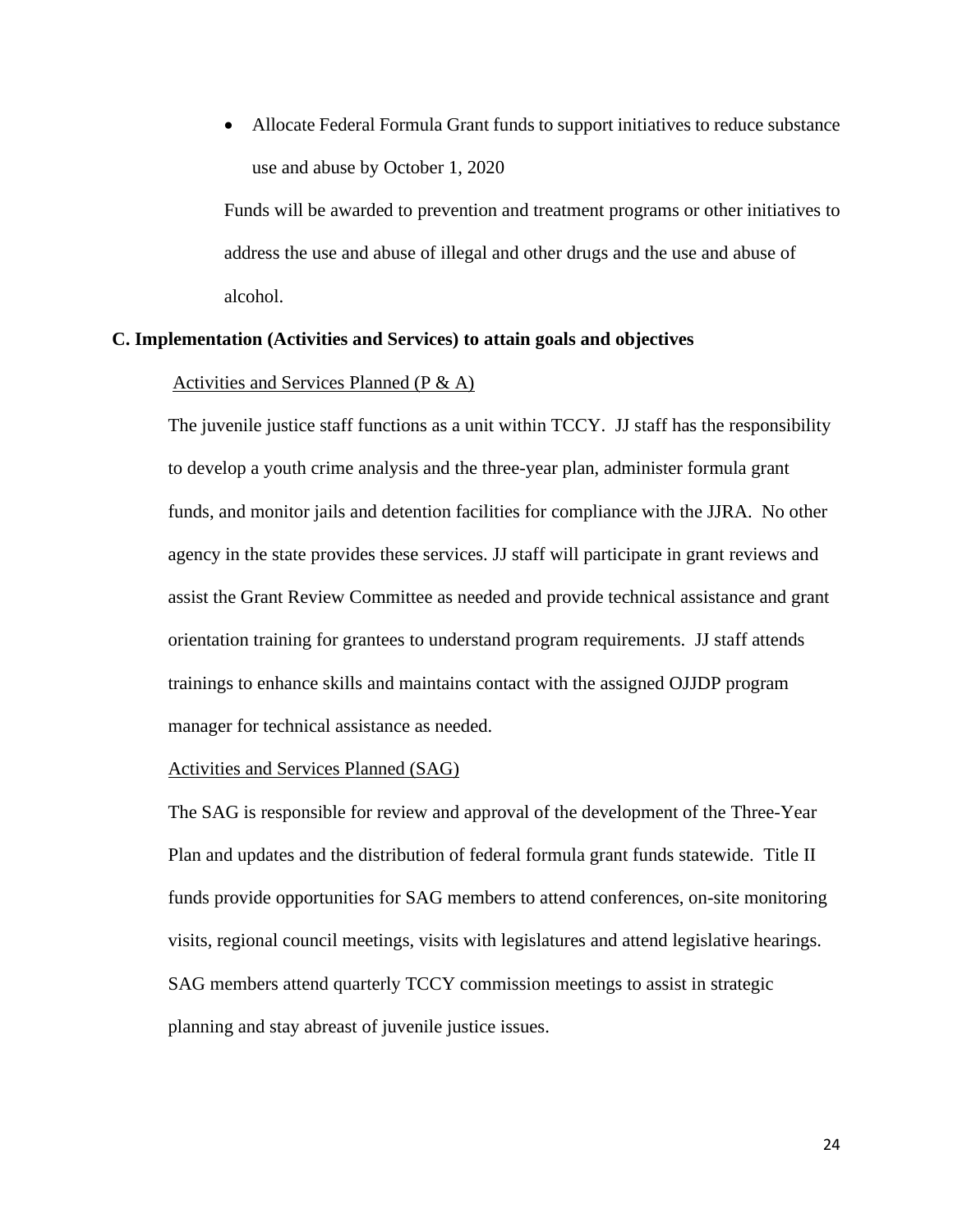- Allocate Federal Formula Grant funds to support initiatives to reduce substance use and abuse by October 1, 2020

Funds will be awarded to prevention and treatment programs or other initiatives to address the use and abuse of illegal and other drugs and the use and abuse of alcohol.

**C. Implementation (Activities and Services) to attain goals and objectives**

Activities and Services Planned (P & A)

The juvenile justice staff functions as a unit within TCCY. JJ staff has the responsibility to develop a youth crime analysis and the three-year plan, administer formula grant funds, and monitor jails and detention facilities for compliance with the JJRA. No other agency in the state provides these services. JJ staff will participate in grant reviews and assist the Grant Review Committee as needed and provide technical assistance and grant orientation training for grantees to understand program requirements. JJ staff attends trainings to enhance skills and maintains contact with the assigned OJJDP program manager for technical assistance as needed.

Activities and Services Planned (SAG)

The SAG is responsible for review and approval of the development of the Three-Year Plan and updates and the distribution of federal formula grant funds statewide. Title II funds provide opportunities for SAG members to attend conferences, on-site monitoring visits, regional council meetings, visits with legislatures and attend legislative hearings. SAG members attend quarterly TCCY commission meetings to assist in strategic planning and stay abreast of juvenile justice issues.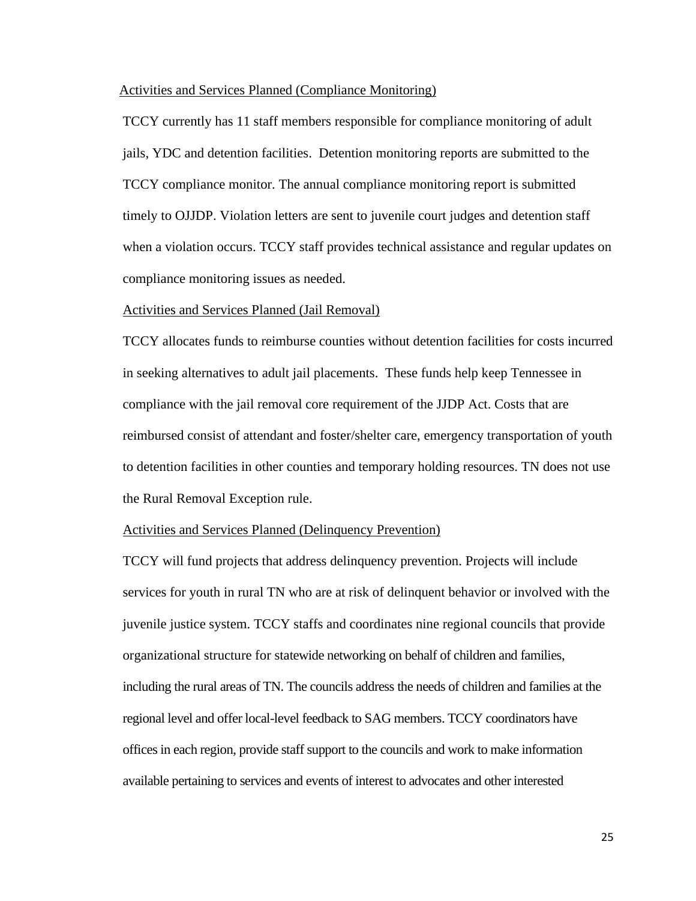Activities and Services Planned (Compliance Monitoring)

TCCY currently has 11 staff members responsible for compliance monitoring of adult jails, YDC and detention facilities. Detention monitoring reports are submitted to the TCCY compliance monitor. The annual compliance monitoring report is submitted timely to OJJDP. Violation letters are sent to juvenile court judges and detention staff when a violation occurs. TCCY staff provides technical assistance and regular updates on compliance monitoring issues as needed.

Activities and Services Planned (Jail Removal)

TCCY allocates funds to reimburse counties without detention facilities for costs incurred in seeking alternatives to adult jail placements. These funds help keep Tennessee in compliance with the jail removal core requirement of the JJDP Act. Costs that are reimbursed consist of attendant and foster/shelter care, emergency transportation of youth to detention facilities in other counties and temporary holding resources. TN does not use the Rural Removal Exception rule.

Activities and Services Planned (Delinquency Prevention)

TCCY will fund projects that address delinquency prevention. Projects will include services for youth in rural TN who are at risk of delinquent behavior or involved with the juvenile justice system. TCCY staffs and coordinates nine regional councils that provide organizational structure for statewide networking on behalf of children and families, including the rural areas of TN. The councils address the needs of children and families at the regional level and offer local-level feedback to SAG members. TCCY coordinators have offices in each region, provide staff support to the councils and work to make information available pertaining to services and events of interest to advocates and other interested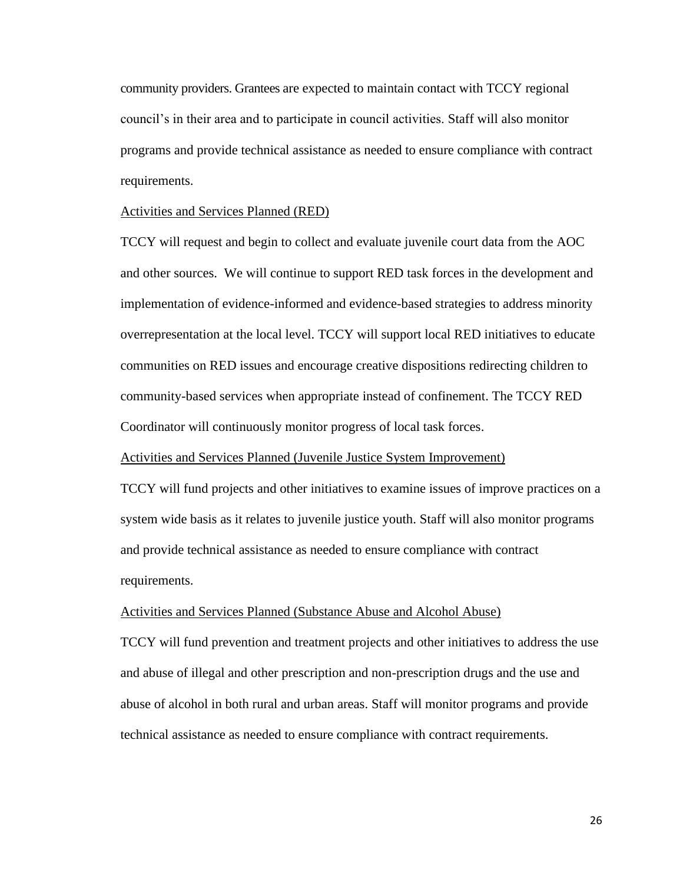community providers. Grantees are expected to maintain contact with TCCY regional council's in their area and to participate in council activities. Staff will also monitor programs and provide technical assistance as needed to ensure compliance with contract requirements.

Activities and Services Planned (RED)

TCCY will request and begin to collect and evaluate juvenile court data from the AOC and other sources. We will continue to support RED task forces in the development and implementation of evidence-informed and evidence-based strategies to address minority overrepresentation at the local level. TCCY will support local RED initiatives to educate communities on RED issues and encourage creative dispositions redirecting children to community-based services when appropriate instead of confinement. The TCCY RED Coordinator will continuously monitor progress of local task forces.

Activities and Services Planned (Juvenile Justice System Improvement)

TCCY will fund projects and other initiatives to examine issues of improve practices on a system wide basis as it relates to juvenile justice youth. Staff will also monitor programs and provide technical assistance as needed to ensure compliance with contract requirements.

Activities and Services Planned (Substance Abuse and Alcohol Abuse)

TCCY will fund prevention and treatment projects and other initiatives to address the use and abuse of illegal and other prescription and non-prescription drugs and the use and abuse of alcohol in both rural and urban areas. Staff will monitor programs and provide technical assistance as needed to ensure compliance with contract requirements.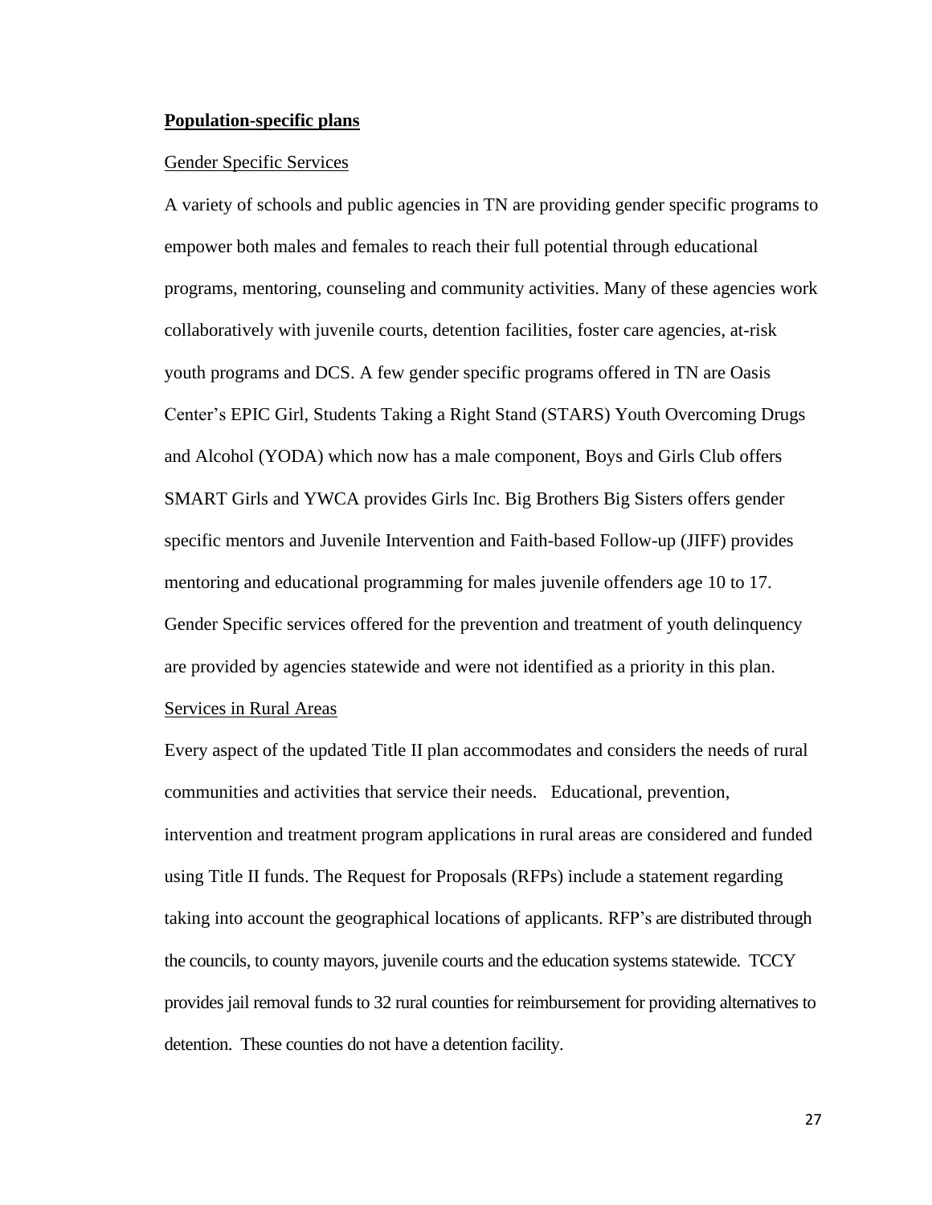**Population-specific plans**

Gender Specific Services

A variety of schools and public agencies in TN are providing gender specific programs to empower both males and females to reach their full potential through educational programs, mentoring, counseling and community activities. Many of these agencies work collaboratively with juvenile courts, detention facilities, foster care agencies, at-risk youth programs and DCS. A few gender specific programs offered in TN are Oasis Center's EPIC Girl, Students Taking a Right Stand (STARS) Youth Overcoming Drugs and Alcohol (YODA) which now has a male component, Boys and Girls Club offers SMART Girls and YWCA provides Girls Inc. Big Brothers Big Sisters offers gender specific mentors and Juvenile Intervention and Faith-based Follow-up (JIFF) provides mentoring and educational programming for males juvenile offenders age 10 to 17. Gender Specific services offered for the prevention and treatment of youth delinquency are provided by agencies statewide and were not identified as a priority in this plan.

Services in Rural Areas

Every aspect of the updated Title II plan accommodates and considers the needs of rural communities and activities that service their needs. Educational, prevention, intervention and treatment program applications in rural areas are considered and funded using Title II funds. The Request for Proposals (RFPs) include a statement regarding taking into account the geographical locations of applicants. RFP's are distributed through the councils, to county mayors, juvenile courts and the education systems statewide. TCCY provides jail removal funds to 32 rural counties for reimbursement for providing alternatives to detention. These counties do not have a detention facility.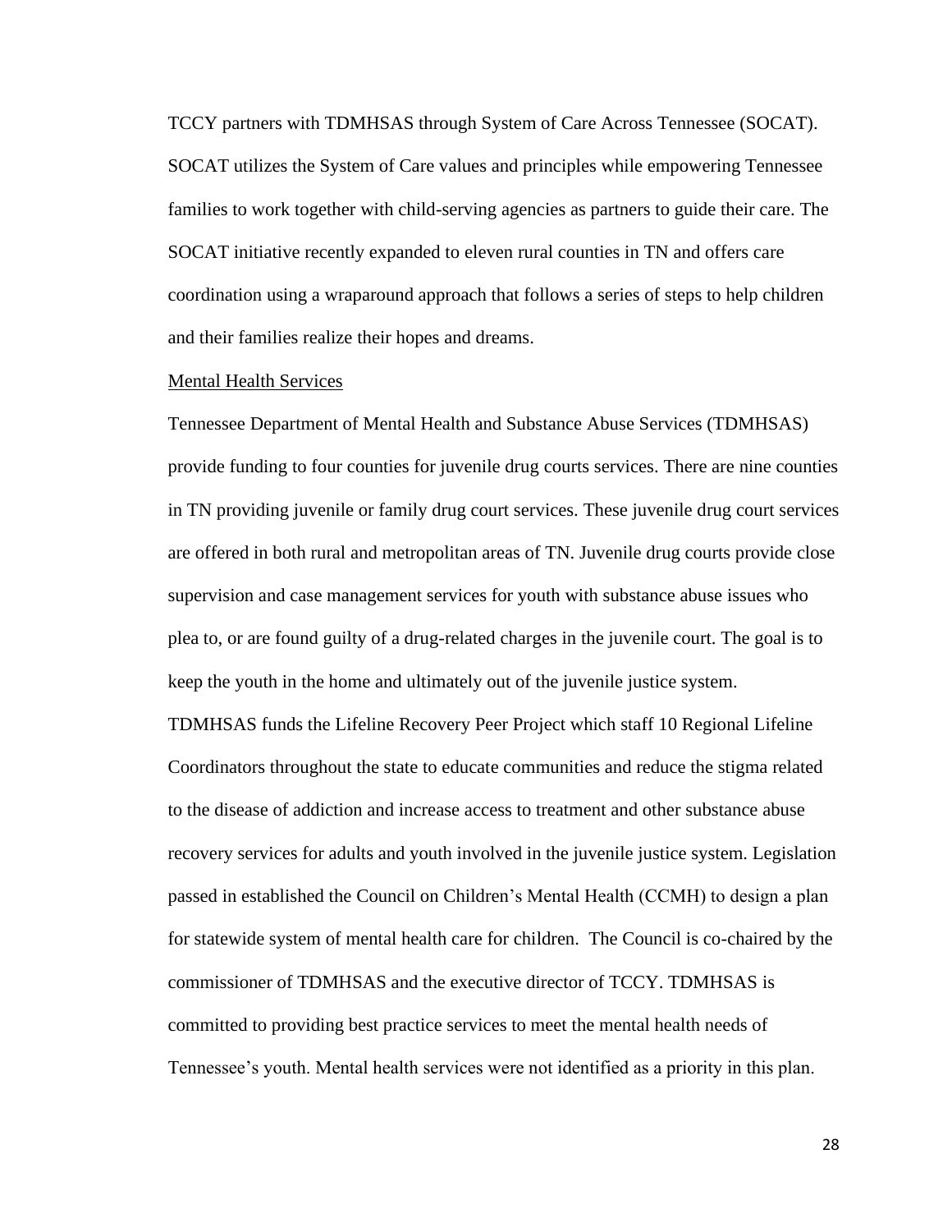TCCY partners with TDMHSAS through System of Care Across Tennessee (SOCAT). SOCAT utilizes the System of Care values and principles while empowering Tennessee families to work together with child-serving agencies as partners to guide their care. The SOCAT initiative recently expanded to eleven rural counties in TN and offers care coordination using a wraparound approach that follows a series of steps to help children and their families realize their hopes and dreams.

<u>Mental Health Services</u>

Tennessee Department of Mental Health and Substance Abuse Services (TDMHSAS) provide funding to four counties for juvenile drug courts services. There are nine counties in TN providing juvenile or family drug court services. These juvenile drug court services are offered in both rural and metropolitan areas of TN. Juvenile drug courts provide close supervision and case management services for youth with substance abuse issues who plea to, or are found guilty of a drug-related charges in the juvenile court. The goal is to keep the youth in the home and ultimately out of the juvenile justice system. TDMHSAS funds the Lifeline Recovery Peer Project which staff 10 Regional Lifeline Coordinators throughout the state to educate communities and reduce the stigma related to the disease of addiction and increase access to treatment and other substance abuse recovery services for adults and youth involved in the juvenile justice system. Legislation passed in established the Council on Children's Mental Health (CCMH) to design a plan for statewide system of mental health care for children. The Council is co-chaired by the commissioner of TDMHSAS and the executive director of TCCY. TDMHSAS is committed to providing best practice services to meet the mental health needs of Tennessee's youth. Mental health services were not identified as a priority in this plan.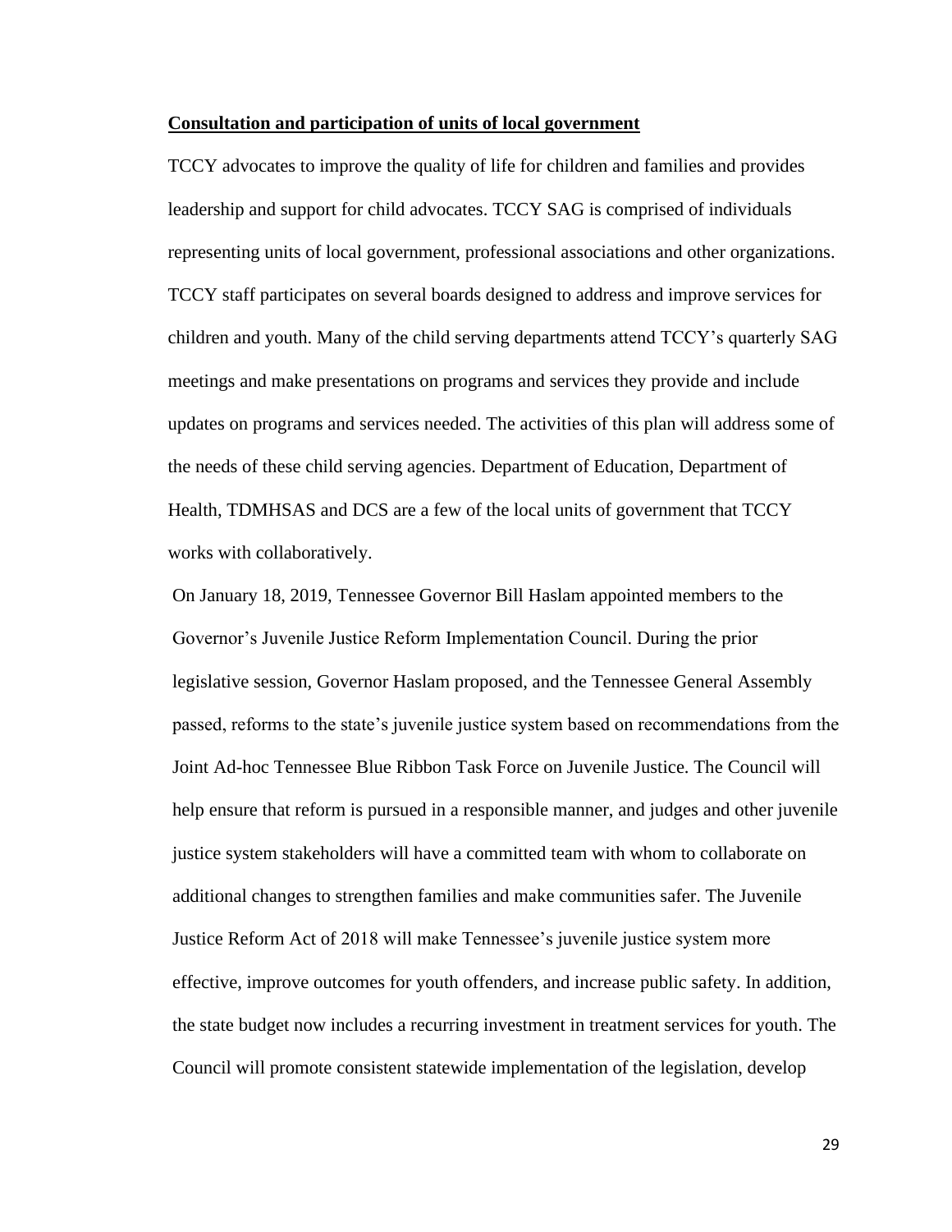**Consultation and participation of units of local government**

TCCY advocates to improve the quality of life for children and families and provides leadership and support for child advocates. TCCY SAG is comprised of individuals representing units of local government, professional associations and other organizations. TCCY staff participates on several boards designed to address and improve services for children and youth. Many of the child serving departments attend TCCY's quarterly SAG meetings and make presentations on programs and services they provide and include updates on programs and services needed. The activities of this plan will address some of the needs of these child serving agencies. Department of Education, Department of Health, TDMHSAS and DCS are a few of the local units of government that TCCY works with collaboratively.

On January 18, 2019, Tennessee Governor Bill Haslam appointed members to the Governor's Juvenile Justice Reform Implementation Council. During the prior legislative session, Governor Haslam proposed, and the Tennessee General Assembly passed, reforms to the state's juvenile justice system based on recommendations from the Joint Ad-hoc Tennessee Blue Ribbon Task Force on Juvenile Justice. The Council will help ensure that reform is pursued in a responsible manner, and judges and other juvenile justice system stakeholders will have a committed team with whom to collaborate on additional changes to strengthen families and make communities safer. The Juvenile Justice Reform Act of 2018 will make Tennessee's juvenile justice system more effective, improve outcomes for youth offenders, and increase public safety. In addition, the state budget now includes a recurring investment in treatment services for youth. The Council will promote consistent statewide implementation of the legislation, develop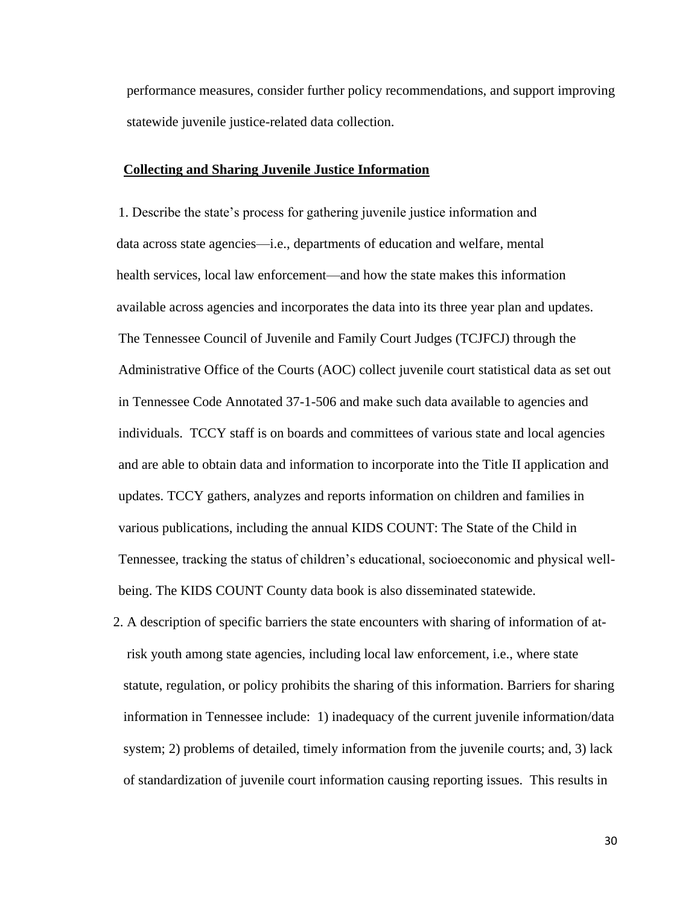performance measures, consider further policy recommendations, and support improving statewide juvenile justice-related data collection.

**Collecting and Sharing Juvenile Justice Information**

1. Describe the state's process for gathering juvenile justice information and data across state agencies—i.e., departments of education and welfare, mental health services, local law enforcement—and how the state makes this information available across agencies and incorporates the data into its three year plan and updates. The Tennessee Council of Juvenile and Family Court Judges (TCJFCJ) through the Administrative Office of the Courts (AOC) collect juvenile court statistical data as set out in Tennessee Code Annotated 37-1-506 and make such data available to agencies and individuals. TCCY staff is on boards and committees of various state and local agencies and are able to obtain data and information to incorporate into the Title II application and updates. TCCY gathers, analyzes and reports information on children and families in various publications, including the annual KIDS COUNT: The State of the Child in Tennessee, tracking the status of children's educational, socioeconomic and physical well-being. The KIDS COUNT County data book is also disseminated statewide.

2. A description of specific barriers the state encounters with sharing of information of at-risk youth among state agencies, including local law enforcement, i.e., where state statute, regulation, or policy prohibits the sharing of this information. Barriers for sharing information in Tennessee include: 1) inadequacy of the current juvenile information/data system; 2) problems of detailed, timely information from the juvenile courts; and, 3) lack of standardization of juvenile court information causing reporting issues. This results in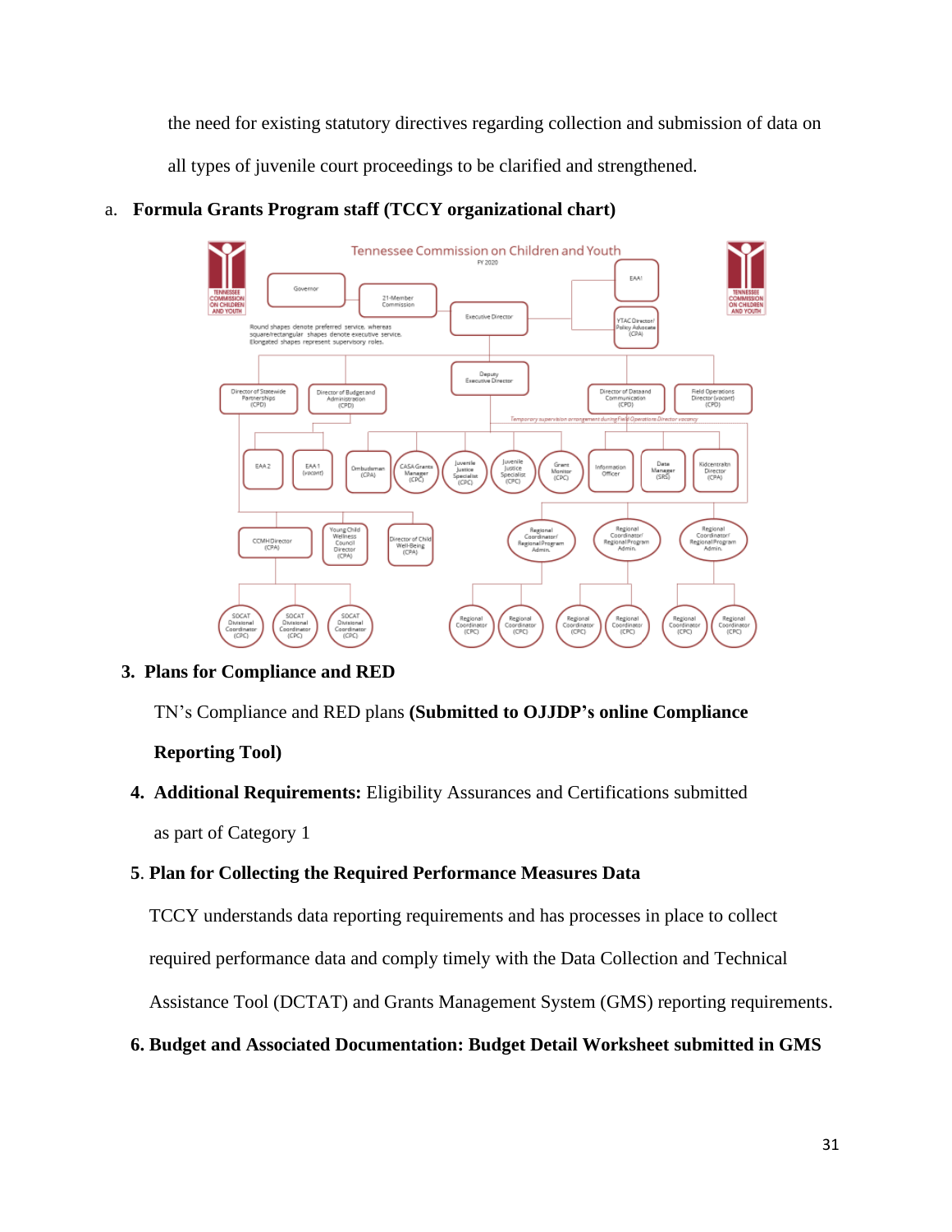the need for existing statutory directives regarding collection and submission of data on all types of juvenile court proceedings to be clarified and strengthened.

a. **Formula Grants Program staff (TCCY organizational chart)**

Tennessee Commission on Children and Youth
FY 2020

Round shapes denote preferred service, whereas square/rectangular shapes denote executive service. Elongated shapes represent supervisory roles.

Governor; 21-Member Commission; Executive Director; EAA1; YTAC Director/ Policy Advocate (CPA); Deputy Executive Director; Director of Statewide Partnerships (CPD); Director of Budget and Administration (CPD); Director of Data and Communication (CPD); Field Operations Director (vacant) (CPD); Temporary supervision arrangement during Field Operations Director vacancy; EAA 2; EAA 1 (vacant); Ombudsman (CPA); CASA Grants Manager (CPC); Juvenile Justice Specialist (CPC); Juvenile Justice Specialist (CPC); Grant Monitor (CPC); Information Officer; Data Manager (SRS); Kidcentral tn Director (CPA); CCMH Director (CPA); Young Child Wellness Council Director (CPA); Director of Child Well-Being (CPA); Regional Coordinator/ Regional Program Admin. (3); SOCAT Divisional Coordinator (CPC) (3); Regional Coordinator (CPC) (6)

3. **Plans for Compliance and RED**

TN's Compliance and RED plans **(Submitted to OJJDP's online Compliance Reporting Tool)**

4. **Additional Requirements:** Eligibility Assurances and Certifications submitted as part of Category 1

5. **Plan for Collecting the Required Performance Measures Data**

TCCY understands data reporting requirements and has processes in place to collect required performance data and comply timely with the Data Collection and Technical Assistance Tool (DCTAT) and Grants Management System (GMS) reporting requirements.

6. **Budget and Associated Documentation: Budget Detail Worksheet submitted in GMS**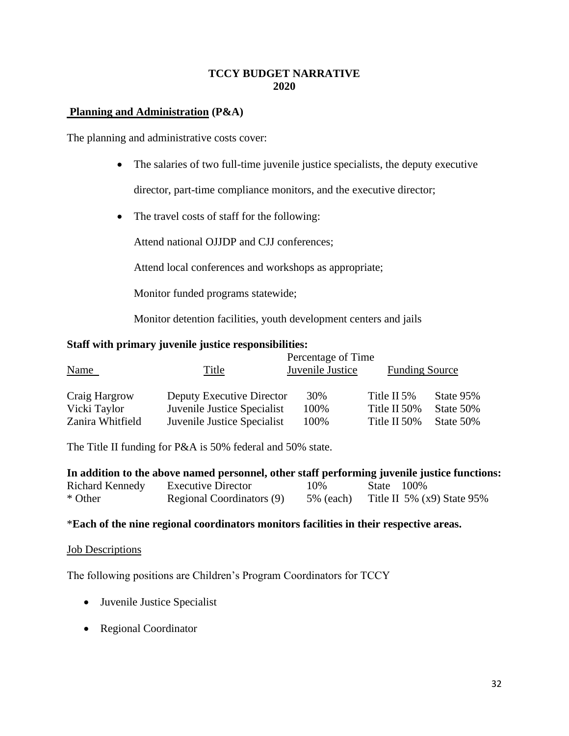# TCCY BUDGET NARRATIVE 2020

## Planning and Administration (P&A)

The planning and administrative costs cover:

- The salaries of two full-time juvenile justice specialists, the deputy executive director, part-time compliance monitors, and the executive director;
- The travel costs of staff for the following:

  Attend national OJJDP and CJJ conferences;

  Attend local conferences and workshops as appropriate;

  Monitor funded programs statewide;

  Monitor detention facilities, youth development centers and jails

**Staff with primary juvenile justice responsibilities:**

| Name | Title | Percentage of Time Juvenile Justice | Funding Source | |
|---|---|---|---|---|
| Craig Hargrow | Deputy Executive Director | 30% | Title II 5% | State 95% |
| Vicki Taylor | Juvenile Justice Specialist | 100% | Title II 50% | State 50% |
| Zanira Whitfield | Juvenile Justice Specialist | 100% | Title II 50% | State 50% |

The Title II funding for P&A is 50% federal and 50% state.

**In addition to the above named personnel, other staff performing juvenile justice functions:**

| | | | | |
|---|---|---|---|---|
| Richard Kennedy | Executive Director | 10% | State 100% | |
| * Other | Regional Coordinators (9) | 5% (each) | Title II 5% (x9) | State 95% |

***Each of the nine regional coordinators monitors facilities in their respective areas.**

Job Descriptions

The following positions are Children's Program Coordinators for TCCY

- Juvenile Justice Specialist
- Regional Coordinator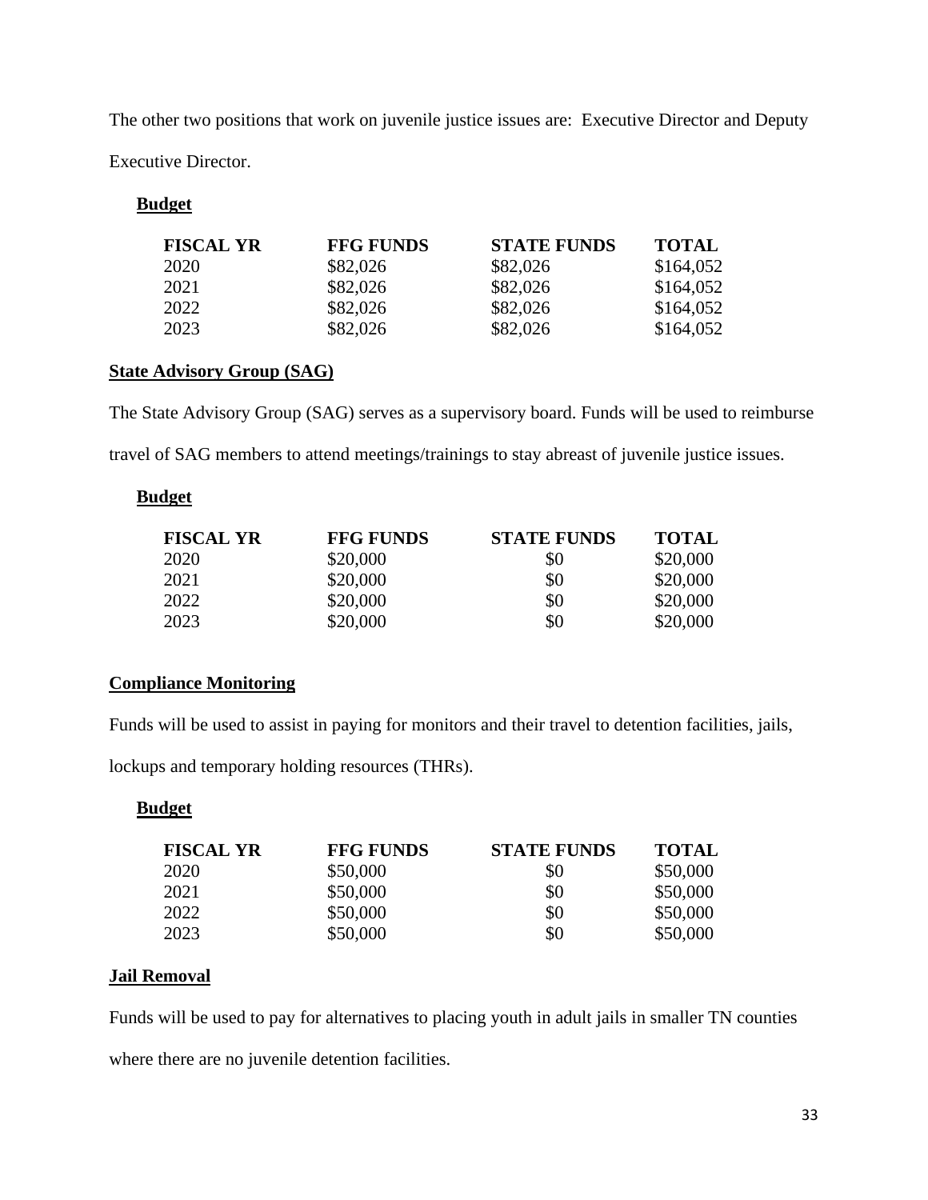The other two positions that work on juvenile justice issues are: Executive Director and Deputy Executive Director.

**Budget**

| FISCAL YR | FFG FUNDS | STATE FUNDS | TOTAL |
|---|---|---|---|
| 2020 | $82,026 | $82,026 | $164,052 |
| 2021 | $82,026 | $82,026 | $164,052 |
| 2022 | $82,026 | $82,026 | $164,052 |
| 2023 | $82,026 | $82,026 | $164,052 |

**State Advisory Group (SAG)**

The State Advisory Group (SAG) serves as a supervisory board. Funds will be used to reimburse travel of SAG members to attend meetings/trainings to stay abreast of juvenile justice issues.

**Budget**

| FISCAL YR | FFG FUNDS | STATE FUNDS | TOTAL |
|---|---|---|---|
| 2020 | $20,000 | $0 | $20,000 |
| 2021 | $20,000 | $0 | $20,000 |
| 2022 | $20,000 | $0 | $20,000 |
| 2023 | $20,000 | $0 | $20,000 |

**Compliance Monitoring**

Funds will be used to assist in paying for monitors and their travel to detention facilities, jails, lockups and temporary holding resources (THRs).

**Budget**

| FISCAL YR | FFG FUNDS | STATE FUNDS | TOTAL |
|---|---|---|---|
| 2020 | $50,000 | $0 | $50,000 |
| 2021 | $50,000 | $0 | $50,000 |
| 2022 | $50,000 | $0 | $50,000 |
| 2023 | $50,000 | $0 | $50,000 |

**Jail Removal**

Funds will be used to pay for alternatives to placing youth in adult jails in smaller TN counties where there are no juvenile detention facilities.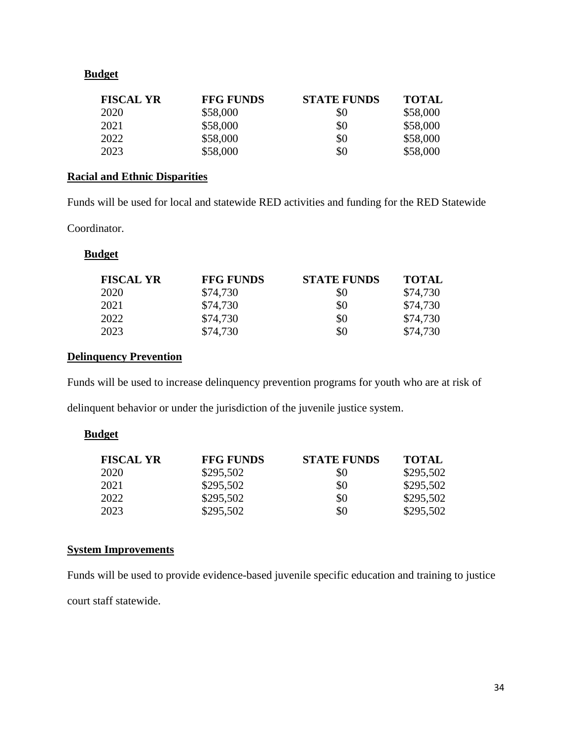**Budget**

| FISCAL YR | FFG FUNDS | STATE FUNDS | TOTAL |
|---|---|---|---|
| 2020 | $58,000 | $0 | $58,000 |
| 2021 | $58,000 | $0 | $58,000 |
| 2022 | $58,000 | $0 | $58,000 |
| 2023 | $58,000 | $0 | $58,000 |

**Racial and Ethnic Disparities**

Funds will be used for local and statewide RED activities and funding for the RED Statewide Coordinator.

**Budget**

| FISCAL YR | FFG FUNDS | STATE FUNDS | TOTAL |
|---|---|---|---|
| 2020 | $74,730 | $0 | $74,730 |
| 2021 | $74,730 | $0 | $74,730 |
| 2022 | $74,730 | $0 | $74,730 |
| 2023 | $74,730 | $0 | $74,730 |

**Delinquency Prevention**

Funds will be used to increase delinquency prevention programs for youth who are at risk of delinquent behavior or under the jurisdiction of the juvenile justice system.

**Budget**

| FISCAL YR | FFG FUNDS | STATE FUNDS | TOTAL |
|---|---|---|---|
| 2020 | $295,502 | $0 | $295,502 |
| 2021 | $295,502 | $0 | $295,502 |
| 2022 | $295,502 | $0 | $295,502 |
| 2023 | $295,502 | $0 | $295,502 |

**System Improvements**

Funds will be used to provide evidence-based juvenile specific education and training to justice court staff statewide.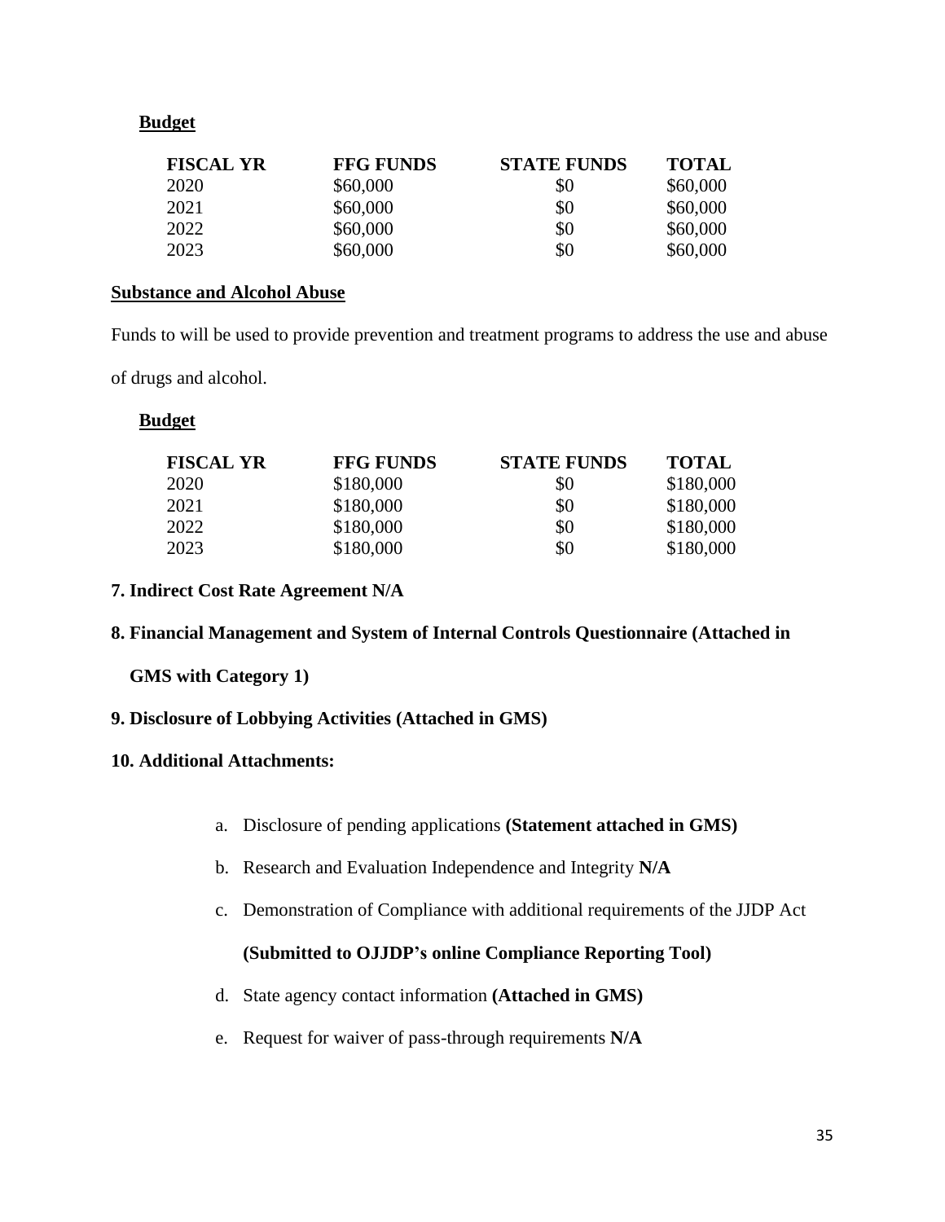**Budget**

| FISCAL YR | FFG FUNDS | STATE FUNDS | TOTAL |
|---|---|---|---|
| 2020 | $60,000 | $0 | $60,000 |
| 2021 | $60,000 | $0 | $60,000 |
| 2022 | $60,000 | $0 | $60,000 |
| 2023 | $60,000 | $0 | $60,000 |

**Substance and Alcohol Abuse**

Funds to will be used to provide prevention and treatment programs to address the use and abuse of drugs and alcohol.

**Budget**

| FISCAL YR | FFG FUNDS | STATE FUNDS | TOTAL |
|---|---|---|---|
| 2020 | $180,000 | $0 | $180,000 |
| 2021 | $180,000 | $0 | $180,000 |
| 2022 | $180,000 | $0 | $180,000 |
| 2023 | $180,000 | $0 | $180,000 |

**7. Indirect Cost Rate Agreement N/A**

**8. Financial Management and System of Internal Controls Questionnaire (Attached in GMS with Category 1)**

**9. Disclosure of Lobbying Activities (Attached in GMS)**

**10. Additional Attachments:**

a. Disclosure of pending applications **(Statement attached in GMS)**

b. Research and Evaluation Independence and Integrity **N/A**

c. Demonstration of Compliance with additional requirements of the JJDP Act **(Submitted to OJJDP's online Compliance Reporting Tool)**

d. State agency contact information **(Attached in GMS)**

e. Request for waiver of pass-through requirements **N/A**